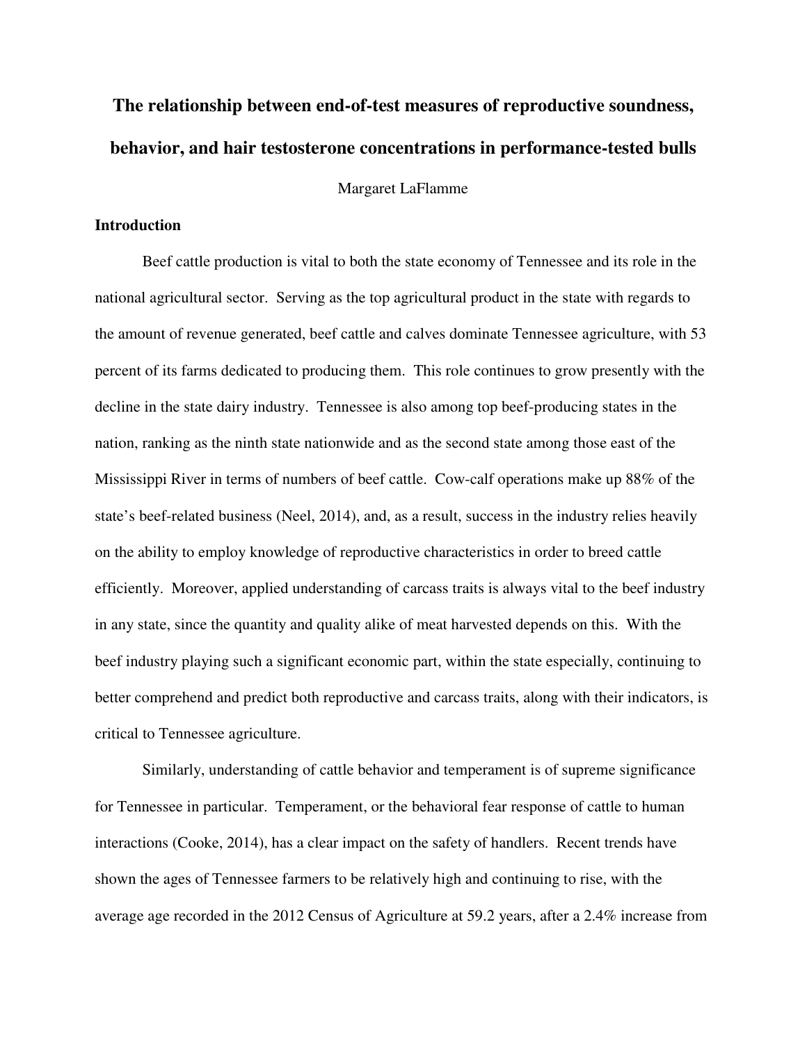# The relationship between end-of-test measures of reproductive soundness, behavior, and hair testosterone concentrations in performance-tested bulls

Margaret LaFlamme

## Introduction

Beef cattle production is vital to both the state economy of Tennessee and its role in the national agricultural sector. Serving as the top agricultural product in the state with regards to the amount of revenue generated, beef cattle and calves dominate Tennessee agriculture, with 53 percent of its farms dedicated to producing them. This role continues to grow presently with the decline in the state dairy industry. Tennessee is also among top beef-producing states in the nation, ranking as the ninth state nationwide and as the second state among those east of the Mississippi River in terms of numbers of beef cattle. Cow-calf operations make up 88% of the state's beef-related business (Neel, 2014), and, as a result, success in the industry relies heavily on the ability to employ knowledge of reproductive characteristics in order to breed cattle efficiently. Moreover, applied understanding of carcass traits is always vital to the beef industry in any state, since the quantity and quality alike of meat harvested depends on this. With the beef industry playing such a significant economic part, within the state especially, continuing to better comprehend and predict both reproductive and carcass traits, along with their indicators, is critical to Tennessee agriculture.

Similarly, understanding of cattle behavior and temperament is of supreme significance for Tennessee in particular. Temperament, or the behavioral fear response of cattle to human interactions (Cooke, 2014), has a clear impact on the safety of handlers. Recent trends have shown the ages of Tennessee farmers to be relatively high and continuing to rise, with the average age recorded in the 2012 Census of Agriculture at 59.2 years, after a 2.4% increase from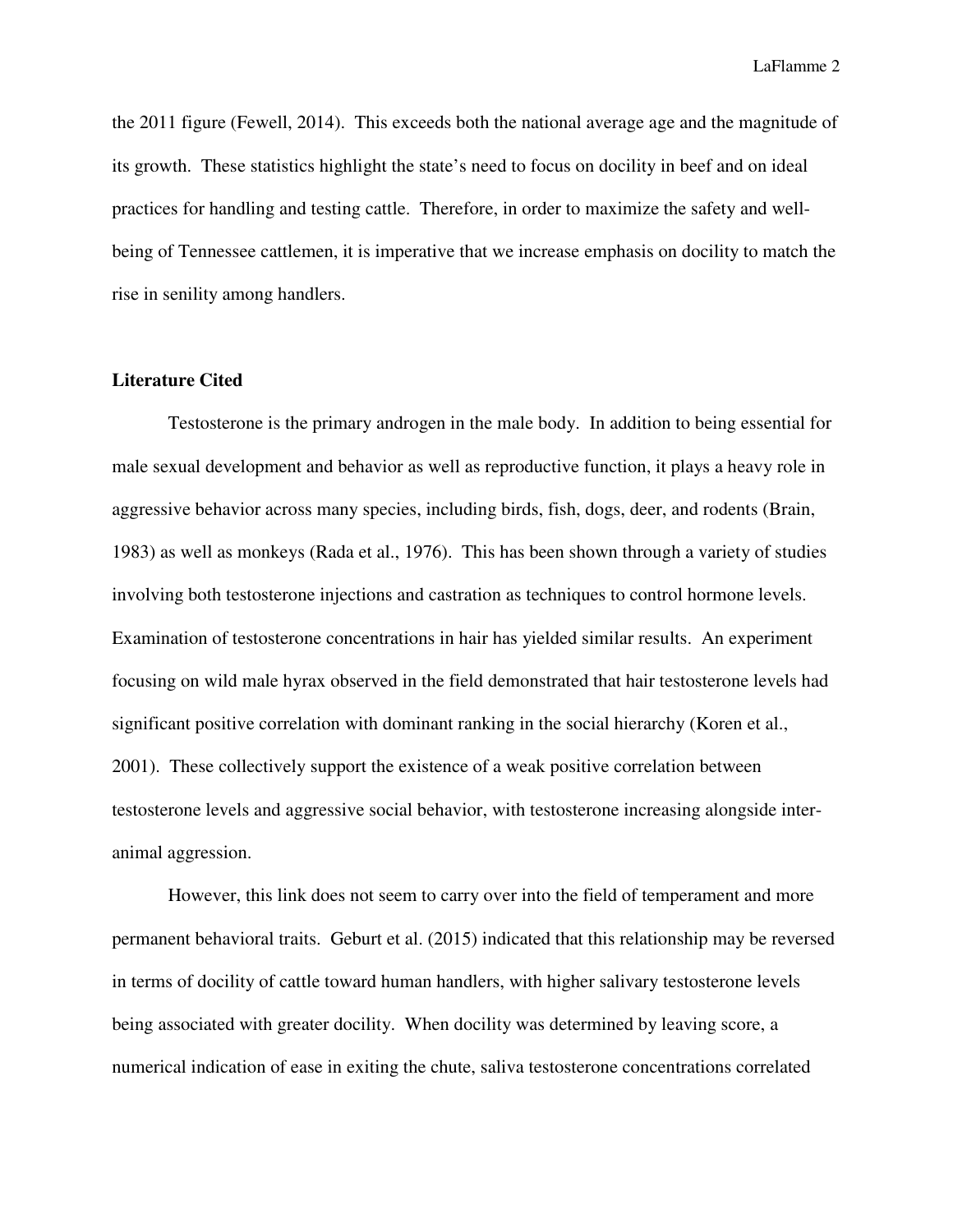the 2011 figure (Fewell, 2014). This exceeds both the national average age and the magnitude of its growth. These statistics highlight the state's need to focus on docility in beef and on ideal practices for handling and testing cattle. Therefore, in order to maximize the safety and well-being of Tennessee cattlemen, it is imperative that we increase emphasis on docility to match the rise in senility among handlers.

**Literature Cited**

Testosterone is the primary androgen in the male body. In addition to being essential for male sexual development and behavior as well as reproductive function, it plays a heavy role in aggressive behavior across many species, including birds, fish, dogs, deer, and rodents (Brain, 1983) as well as monkeys (Rada et al., 1976). This has been shown through a variety of studies involving both testosterone injections and castration as techniques to control hormone levels. Examination of testosterone concentrations in hair has yielded similar results. An experiment focusing on wild male hyrax observed in the field demonstrated that hair testosterone levels had significant positive correlation with dominant ranking in the social hierarchy (Koren et al., 2001). These collectively support the existence of a weak positive correlation between testosterone levels and aggressive social behavior, with testosterone increasing alongside inter-animal aggression.

However, this link does not seem to carry over into the field of temperament and more permanent behavioral traits. Geburt et al. (2015) indicated that this relationship may be reversed in terms of docility of cattle toward human handlers, with higher salivary testosterone levels being associated with greater docility. When docility was determined by leaving score, a numerical indication of ease in exiting the chute, saliva testosterone concentrations correlated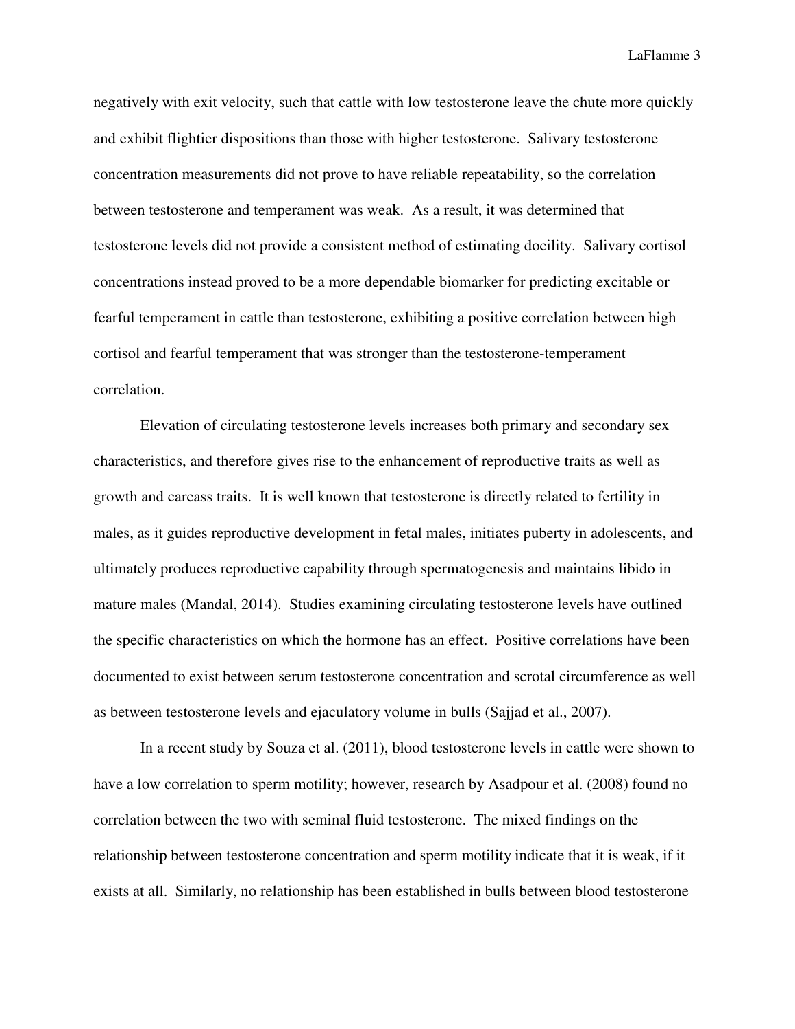negatively with exit velocity, such that cattle with low testosterone leave the chute more quickly and exhibit flightier dispositions than those with higher testosterone. Salivary testosterone concentration measurements did not prove to have reliable repeatability, so the correlation between testosterone and temperament was weak. As a result, it was determined that testosterone levels did not provide a consistent method of estimating docility. Salivary cortisol concentrations instead proved to be a more dependable biomarker for predicting excitable or fearful temperament in cattle than testosterone, exhibiting a positive correlation between high cortisol and fearful temperament that was stronger than the testosterone-temperament correlation.

Elevation of circulating testosterone levels increases both primary and secondary sex characteristics, and therefore gives rise to the enhancement of reproductive traits as well as growth and carcass traits. It is well known that testosterone is directly related to fertility in males, as it guides reproductive development in fetal males, initiates puberty in adolescents, and ultimately produces reproductive capability through spermatogenesis and maintains libido in mature males (Mandal, 2014). Studies examining circulating testosterone levels have outlined the specific characteristics on which the hormone has an effect. Positive correlations have been documented to exist between serum testosterone concentration and scrotal circumference as well as between testosterone levels and ejaculatory volume in bulls (Sajjad et al., 2007).

In a recent study by Souza et al. (2011), blood testosterone levels in cattle were shown to have a low correlation to sperm motility; however, research by Asadpour et al. (2008) found no correlation between the two with seminal fluid testosterone. The mixed findings on the relationship between testosterone concentration and sperm motility indicate that it is weak, if it exists at all. Similarly, no relationship has been established in bulls between blood testosterone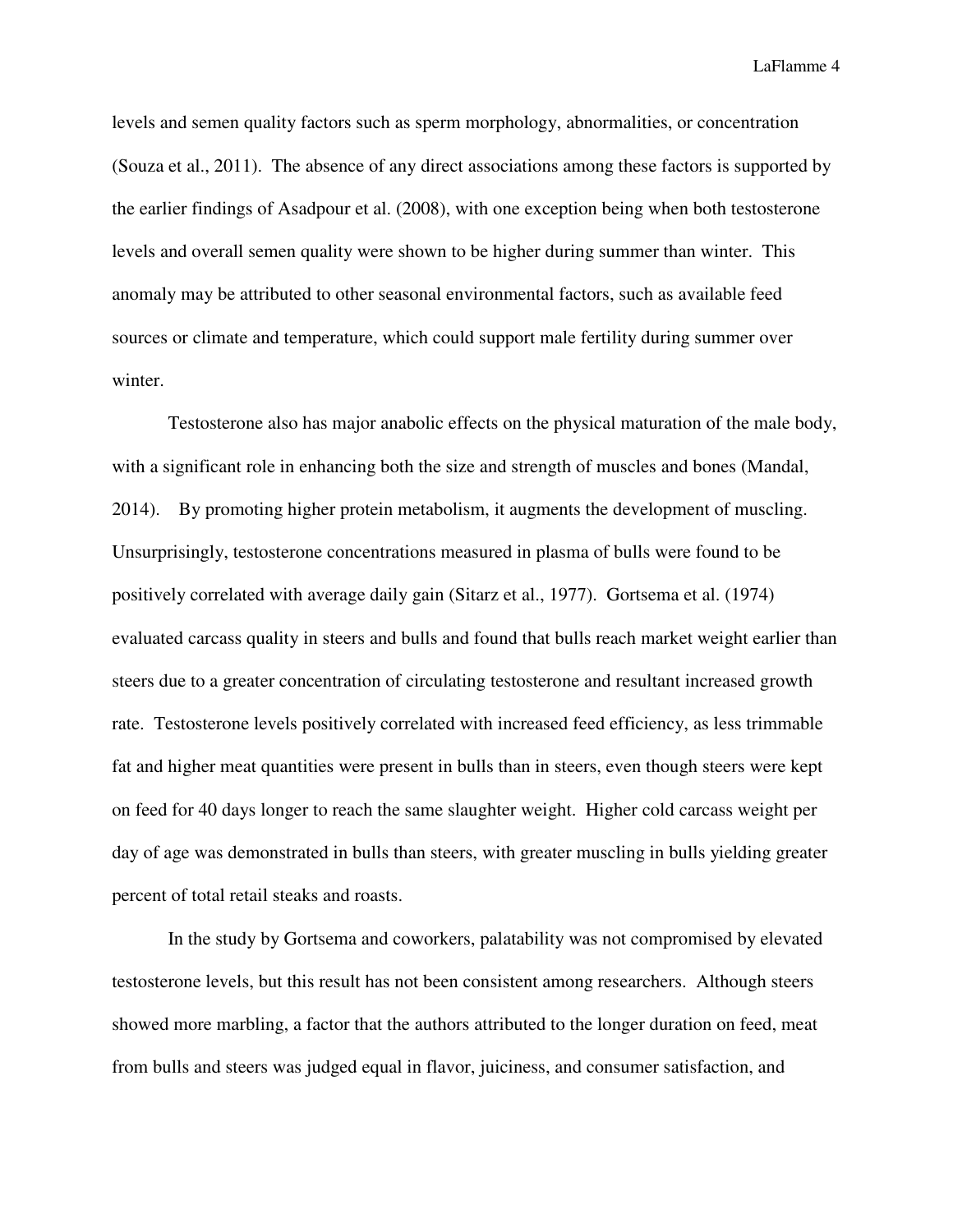levels and semen quality factors such as sperm morphology, abnormalities, or concentration (Souza et al., 2011). The absence of any direct associations among these factors is supported by the earlier findings of Asadpour et al. (2008), with one exception being when both testosterone levels and overall semen quality were shown to be higher during summer than winter. This anomaly may be attributed to other seasonal environmental factors, such as available feed sources or climate and temperature, which could support male fertility during summer over winter.

Testosterone also has major anabolic effects on the physical maturation of the male body, with a significant role in enhancing both the size and strength of muscles and bones (Mandal, 2014). By promoting higher protein metabolism, it augments the development of muscling. Unsurprisingly, testosterone concentrations measured in plasma of bulls were found to be positively correlated with average daily gain (Sitarz et al., 1977). Gortsema et al. (1974) evaluated carcass quality in steers and bulls and found that bulls reach market weight earlier than steers due to a greater concentration of circulating testosterone and resultant increased growth rate. Testosterone levels positively correlated with increased feed efficiency, as less trimmable fat and higher meat quantities were present in bulls than in steers, even though steers were kept on feed for 40 days longer to reach the same slaughter weight. Higher cold carcass weight per day of age was demonstrated in bulls than steers, with greater muscling in bulls yielding greater percent of total retail steaks and roasts.

In the study by Gortsema and coworkers, palatability was not compromised by elevated testosterone levels, but this result has not been consistent among researchers. Although steers showed more marbling, a factor that the authors attributed to the longer duration on feed, meat from bulls and steers was judged equal in flavor, juiciness, and consumer satisfaction, and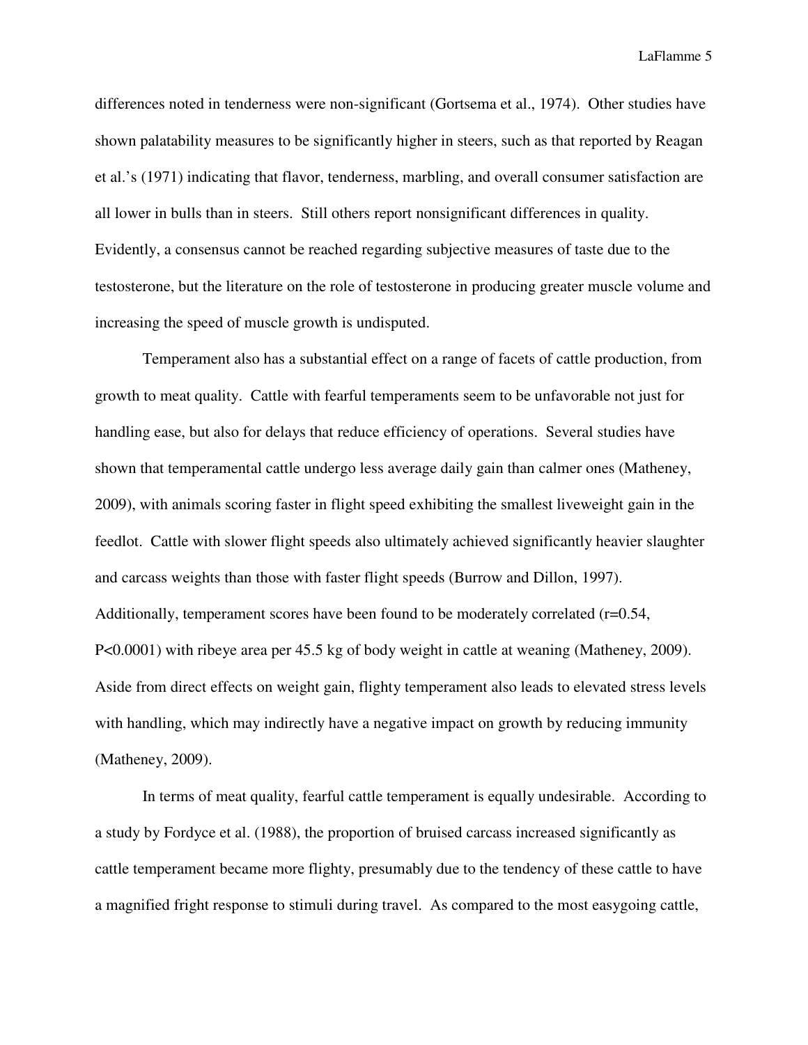differences noted in tenderness were non-significant (Gortsema et al., 1974). Other studies have shown palatability measures to be significantly higher in steers, such as that reported by Reagan et al.'s (1971) indicating that flavor, tenderness, marbling, and overall consumer satisfaction are all lower in bulls than in steers. Still others report nonsignificant differences in quality. Evidently, a consensus cannot be reached regarding subjective measures of taste due to the testosterone, but the literature on the role of testosterone in producing greater muscle volume and increasing the speed of muscle growth is undisputed.

Temperament also has a substantial effect on a range of facets of cattle production, from growth to meat quality. Cattle with fearful temperaments seem to be unfavorable not just for handling ease, but also for delays that reduce efficiency of operations. Several studies have shown that temperamental cattle undergo less average daily gain than calmer ones (Matheney, 2009), with animals scoring faster in flight speed exhibiting the smallest liveweight gain in the feedlot. Cattle with slower flight speeds also ultimately achieved significantly heavier slaughter and carcass weights than those with faster flight speeds (Burrow and Dillon, 1997). Additionally, temperament scores have been found to be moderately correlated ($r=0.54$, $P<0.0001$) with ribeye area per 45.5 kg of body weight in cattle at weaning (Matheney, 2009). Aside from direct effects on weight gain, flighty temperament also leads to elevated stress levels with handling, which may indirectly have a negative impact on growth by reducing immunity (Matheney, 2009).

In terms of meat quality, fearful cattle temperament is equally undesirable. According to a study by Fordyce et al. (1988), the proportion of bruised carcass increased significantly as cattle temperament became more flighty, presumably due to the tendency of these cattle to have a magnified fright response to stimuli during travel. As compared to the most easygoing cattle,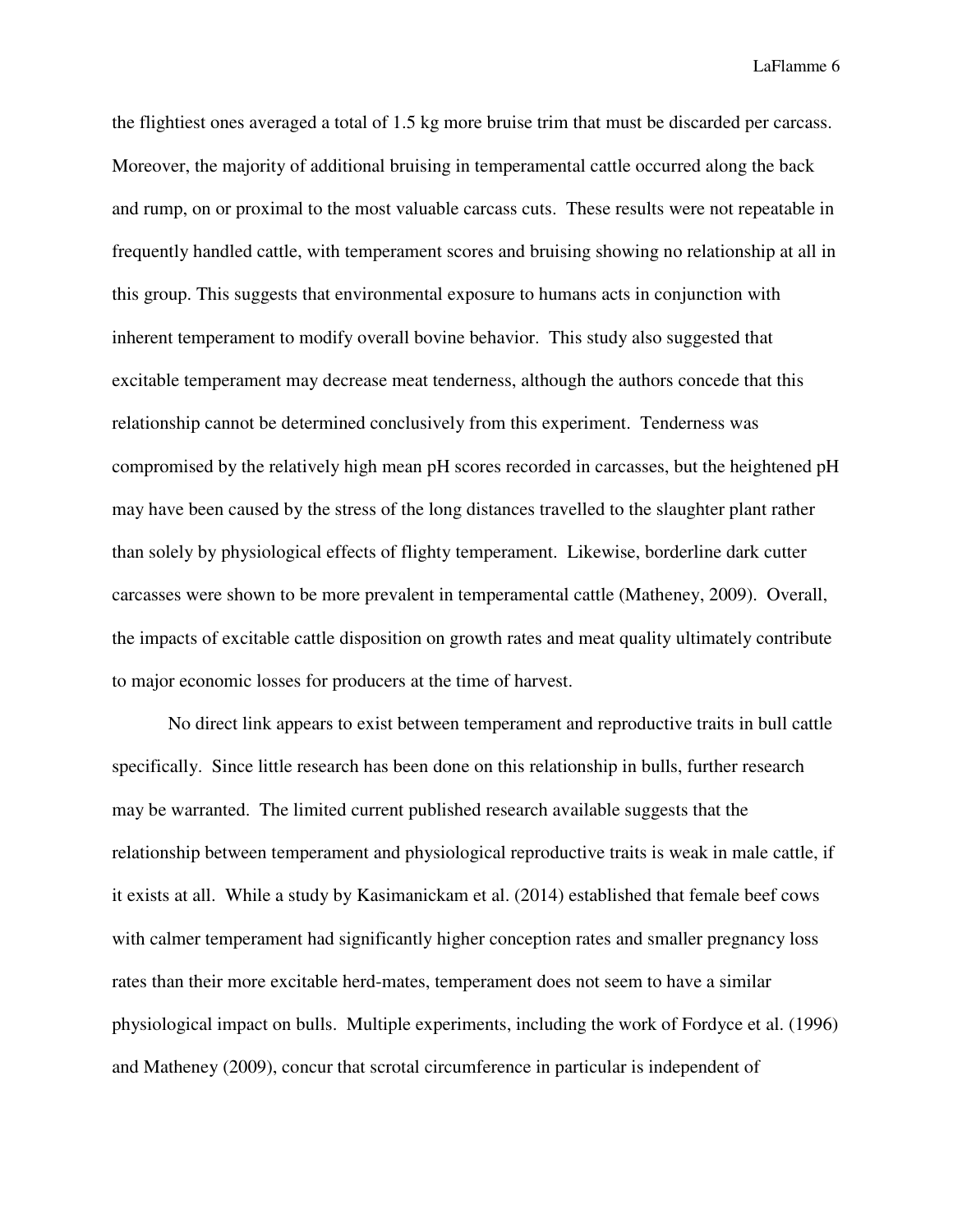the flightiest ones averaged a total of 1.5 kg more bruise trim that must be discarded per carcass. Moreover, the majority of additional bruising in temperamental cattle occurred along the back and rump, on or proximal to the most valuable carcass cuts. These results were not repeatable in frequently handled cattle, with temperament scores and bruising showing no relationship at all in this group. This suggests that environmental exposure to humans acts in conjunction with inherent temperament to modify overall bovine behavior. This study also suggested that excitable temperament may decrease meat tenderness, although the authors concede that this relationship cannot be determined conclusively from this experiment. Tenderness was compromised by the relatively high mean pH scores recorded in carcasses, but the heightened pH may have been caused by the stress of the long distances travelled to the slaughter plant rather than solely by physiological effects of flighty temperament. Likewise, borderline dark cutter carcasses were shown to be more prevalent in temperamental cattle (Matheney, 2009). Overall, the impacts of excitable cattle disposition on growth rates and meat quality ultimately contribute to major economic losses for producers at the time of harvest.

No direct link appears to exist between temperament and reproductive traits in bull cattle specifically. Since little research has been done on this relationship in bulls, further research may be warranted. The limited current published research available suggests that the relationship between temperament and physiological reproductive traits is weak in male cattle, if it exists at all. While a study by Kasimanickam et al. (2014) established that female beef cows with calmer temperament had significantly higher conception rates and smaller pregnancy loss rates than their more excitable herd-mates, temperament does not seem to have a similar physiological impact on bulls. Multiple experiments, including the work of Fordyce et al. (1996) and Matheney (2009), concur that scrotal circumference in particular is independent of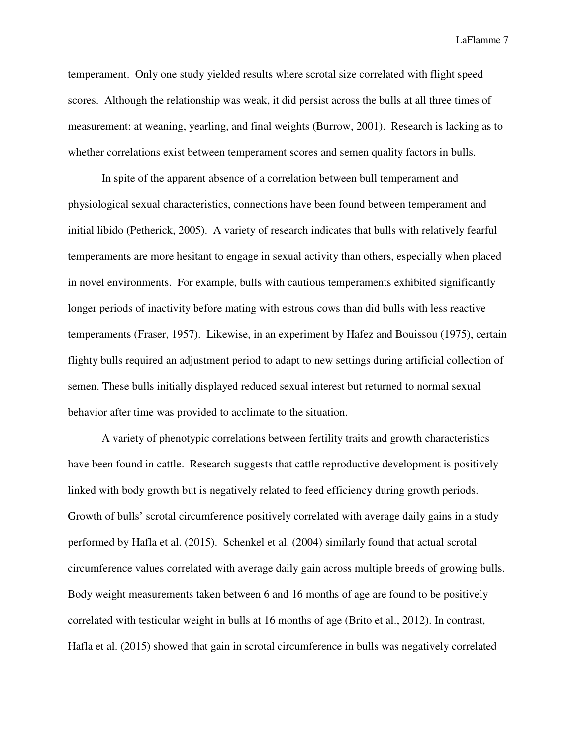temperament. Only one study yielded results where scrotal size correlated with flight speed scores. Although the relationship was weak, it did persist across the bulls at all three times of measurement: at weaning, yearling, and final weights (Burrow, 2001). Research is lacking as to whether correlations exist between temperament scores and semen quality factors in bulls.

In spite of the apparent absence of a correlation between bull temperament and physiological sexual characteristics, connections have been found between temperament and initial libido (Petherick, 2005). A variety of research indicates that bulls with relatively fearful temperaments are more hesitant to engage in sexual activity than others, especially when placed in novel environments. For example, bulls with cautious temperaments exhibited significantly longer periods of inactivity before mating with estrous cows than did bulls with less reactive temperaments (Fraser, 1957). Likewise, in an experiment by Hafez and Bouissou (1975), certain flighty bulls required an adjustment period to adapt to new settings during artificial collection of semen. These bulls initially displayed reduced sexual interest but returned to normal sexual behavior after time was provided to acclimate to the situation.

A variety of phenotypic correlations between fertility traits and growth characteristics have been found in cattle. Research suggests that cattle reproductive development is positively linked with body growth but is negatively related to feed efficiency during growth periods. Growth of bulls' scrotal circumference positively correlated with average daily gains in a study performed by Hafla et al. (2015). Schenkel et al. (2004) similarly found that actual scrotal circumference values correlated with average daily gain across multiple breeds of growing bulls. Body weight measurements taken between 6 and 16 months of age are found to be positively correlated with testicular weight in bulls at 16 months of age (Brito et al., 2012). In contrast, Hafla et al. (2015) showed that gain in scrotal circumference in bulls was negatively correlated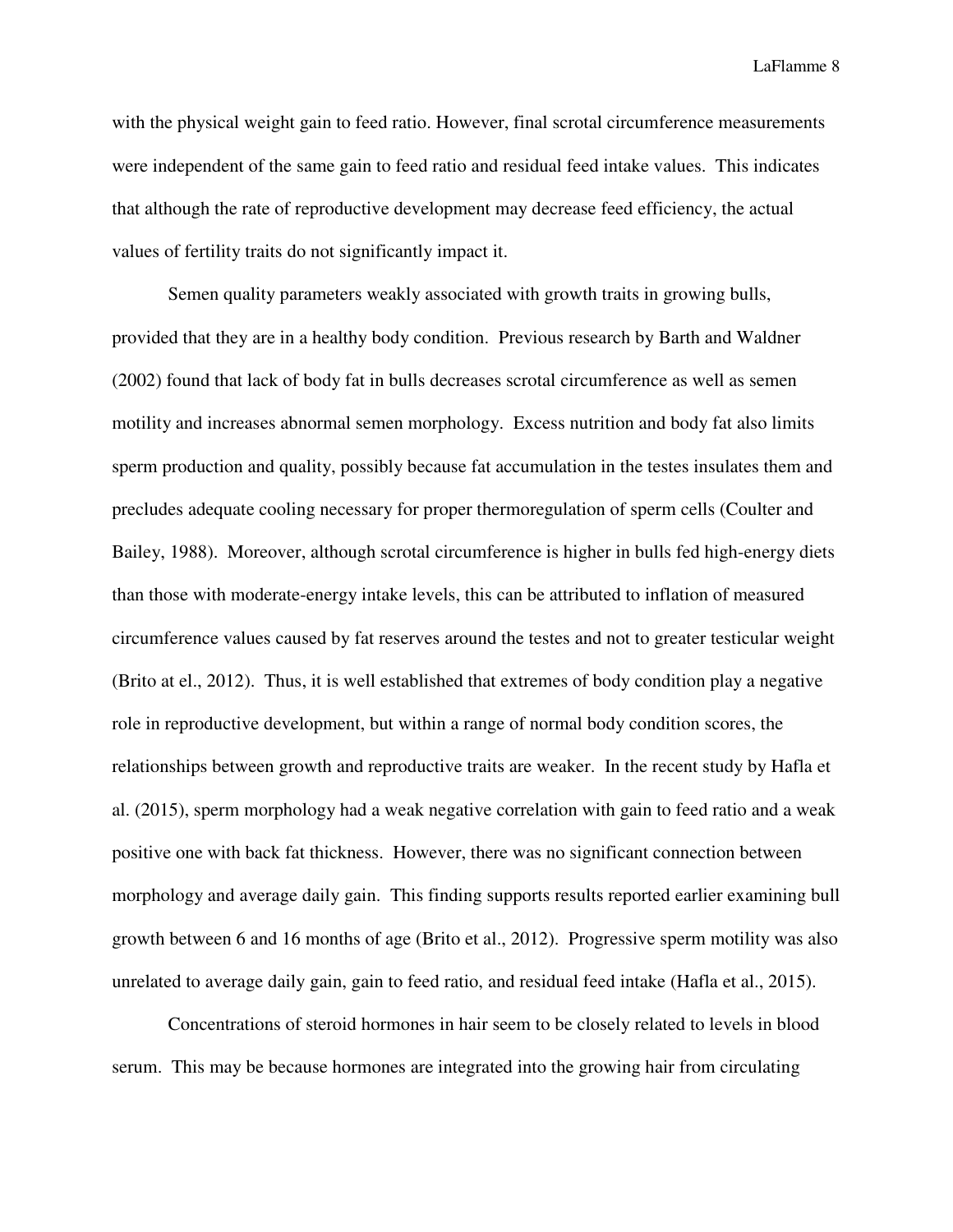with the physical weight gain to feed ratio. However, final scrotal circumference measurements were independent of the same gain to feed ratio and residual feed intake values. This indicates that although the rate of reproductive development may decrease feed efficiency, the actual values of fertility traits do not significantly impact it.

Semen quality parameters weakly associated with growth traits in growing bulls, provided that they are in a healthy body condition. Previous research by Barth and Waldner (2002) found that lack of body fat in bulls decreases scrotal circumference as well as semen motility and increases abnormal semen morphology. Excess nutrition and body fat also limits sperm production and quality, possibly because fat accumulation in the testes insulates them and precludes adequate cooling necessary for proper thermoregulation of sperm cells (Coulter and Bailey, 1988). Moreover, although scrotal circumference is higher in bulls fed high-energy diets than those with moderate-energy intake levels, this can be attributed to inflation of measured circumference values caused by fat reserves around the testes and not to greater testicular weight (Brito at el., 2012). Thus, it is well established that extremes of body condition play a negative role in reproductive development, but within a range of normal body condition scores, the relationships between growth and reproductive traits are weaker. In the recent study by Hafla et al. (2015), sperm morphology had a weak negative correlation with gain to feed ratio and a weak positive one with back fat thickness. However, there was no significant connection between morphology and average daily gain. This finding supports results reported earlier examining bull growth between 6 and 16 months of age (Brito et al., 2012). Progressive sperm motility was also unrelated to average daily gain, gain to feed ratio, and residual feed intake (Hafla et al., 2015).

Concentrations of steroid hormones in hair seem to be closely related to levels in blood serum. This may be because hormones are integrated into the growing hair from circulating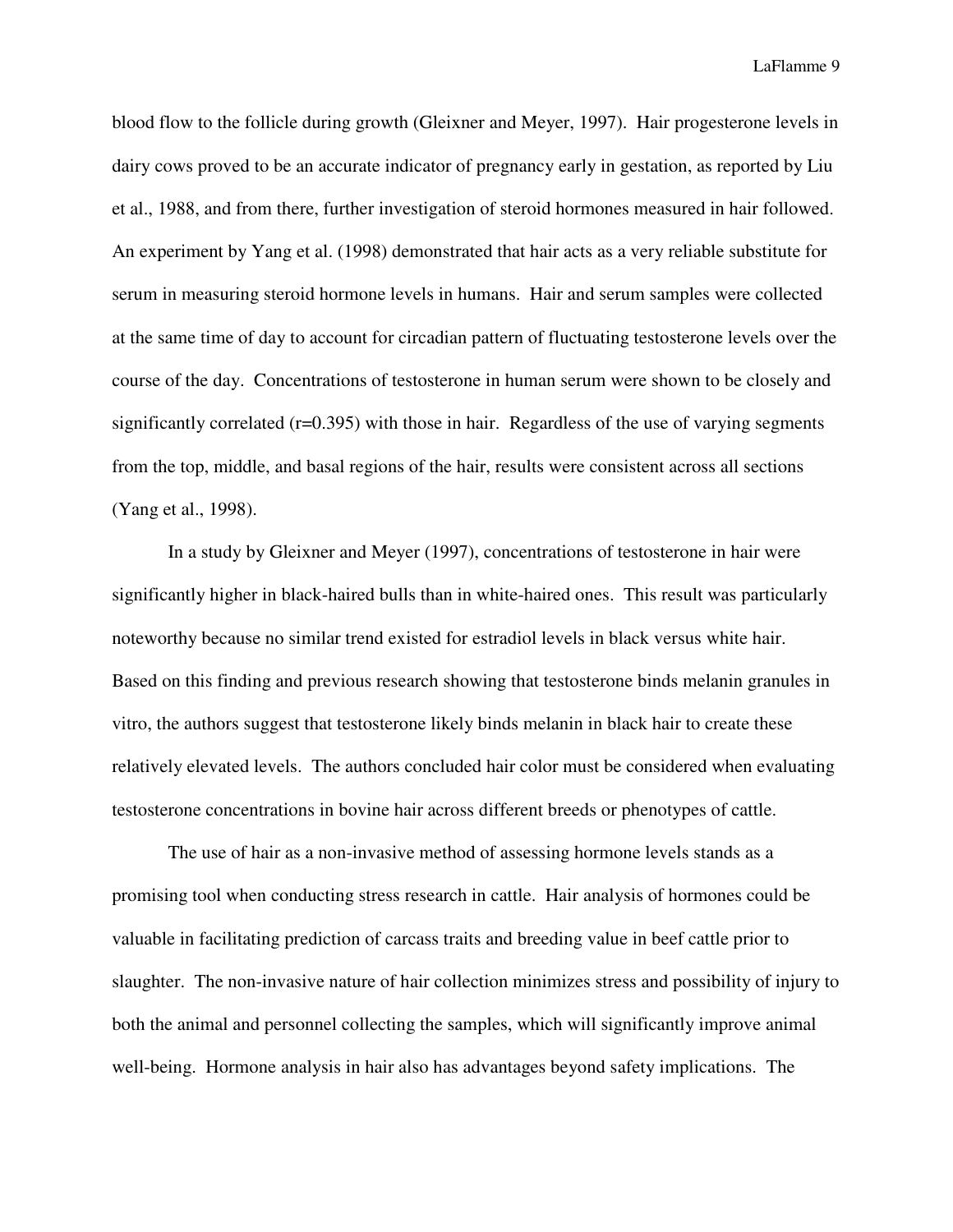blood flow to the follicle during growth (Gleixner and Meyer, 1997). Hair progesterone levels in dairy cows proved to be an accurate indicator of pregnancy early in gestation, as reported by Liu et al., 1988, and from there, further investigation of steroid hormones measured in hair followed. An experiment by Yang et al. (1998) demonstrated that hair acts as a very reliable substitute for serum in measuring steroid hormone levels in humans. Hair and serum samples were collected at the same time of day to account for circadian pattern of fluctuating testosterone levels over the course of the day. Concentrations of testosterone in human serum were shown to be closely and significantly correlated ($r=0.395$) with those in hair. Regardless of the use of varying segments from the top, middle, and basal regions of the hair, results were consistent across all sections (Yang et al., 1998).

In a study by Gleixner and Meyer (1997), concentrations of testosterone in hair were significantly higher in black-haired bulls than in white-haired ones. This result was particularly noteworthy because no similar trend existed for estradiol levels in black versus white hair. Based on this finding and previous research showing that testosterone binds melanin granules in vitro, the authors suggest that testosterone likely binds melanin in black hair to create these relatively elevated levels. The authors concluded hair color must be considered when evaluating testosterone concentrations in bovine hair across different breeds or phenotypes of cattle.

The use of hair as a non-invasive method of assessing hormone levels stands as a promising tool when conducting stress research in cattle. Hair analysis of hormones could be valuable in facilitating prediction of carcass traits and breeding value in beef cattle prior to slaughter. The non-invasive nature of hair collection minimizes stress and possibility of injury to both the animal and personnel collecting the samples, which will significantly improve animal well-being. Hormone analysis in hair also has advantages beyond safety implications. The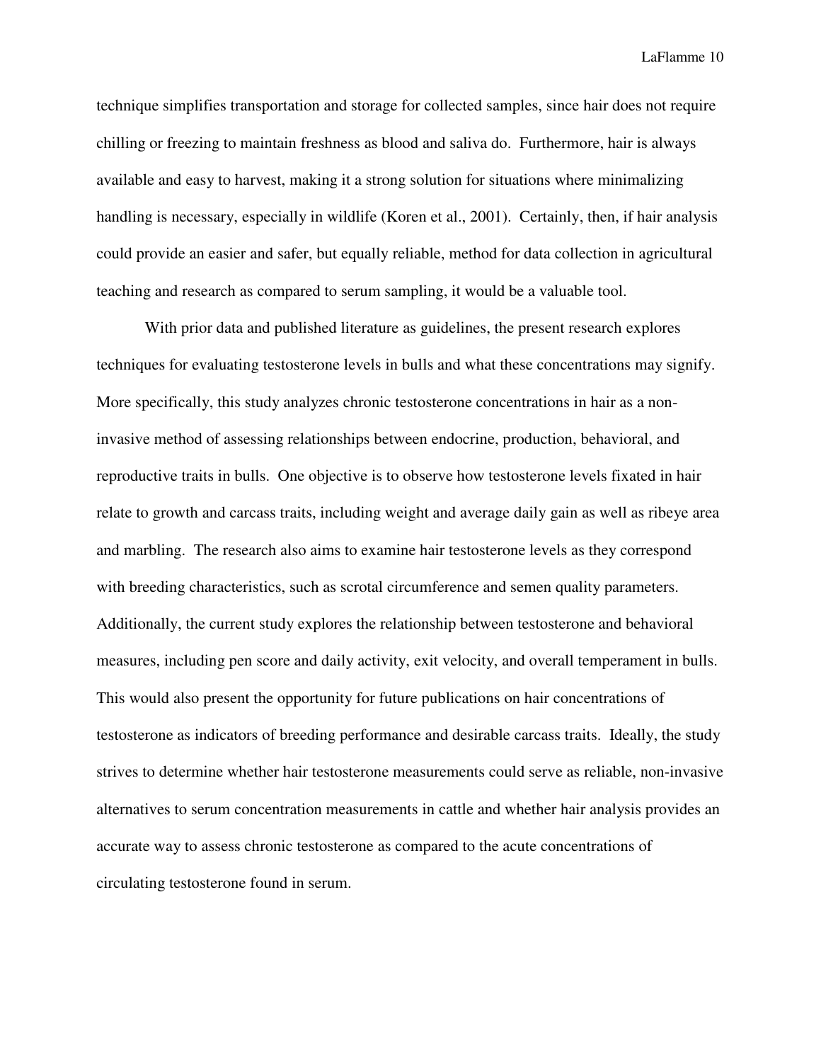technique simplifies transportation and storage for collected samples, since hair does not require chilling or freezing to maintain freshness as blood and saliva do. Furthermore, hair is always available and easy to harvest, making it a strong solution for situations where minimalizing handling is necessary, especially in wildlife (Koren et al., 2001). Certainly, then, if hair analysis could provide an easier and safer, but equally reliable, method for data collection in agricultural teaching and research as compared to serum sampling, it would be a valuable tool.

With prior data and published literature as guidelines, the present research explores techniques for evaluating testosterone levels in bulls and what these concentrations may signify. More specifically, this study analyzes chronic testosterone concentrations in hair as a non-invasive method of assessing relationships between endocrine, production, behavioral, and reproductive traits in bulls. One objective is to observe how testosterone levels fixated in hair relate to growth and carcass traits, including weight and average daily gain as well as ribeye area and marbling. The research also aims to examine hair testosterone levels as they correspond with breeding characteristics, such as scrotal circumference and semen quality parameters. Additionally, the current study explores the relationship between testosterone and behavioral measures, including pen score and daily activity, exit velocity, and overall temperament in bulls. This would also present the opportunity for future publications on hair concentrations of testosterone as indicators of breeding performance and desirable carcass traits. Ideally, the study strives to determine whether hair testosterone measurements could serve as reliable, non-invasive alternatives to serum concentration measurements in cattle and whether hair analysis provides an accurate way to assess chronic testosterone as compared to the acute concentrations of circulating testosterone found in serum.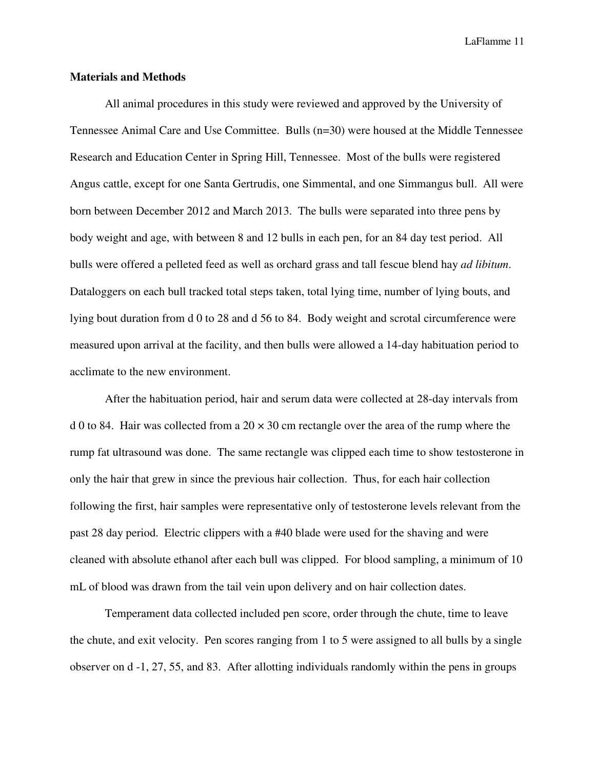**Materials and Methods**

All animal procedures in this study were reviewed and approved by the University of Tennessee Animal Care and Use Committee. Bulls (n=30) were housed at the Middle Tennessee Research and Education Center in Spring Hill, Tennessee. Most of the bulls were registered Angus cattle, except for one Santa Gertrudis, one Simmental, and one Simmangus bull. All were born between December 2012 and March 2013. The bulls were separated into three pens by body weight and age, with between 8 and 12 bulls in each pen, for an 84 day test period. All bulls were offered a pelleted feed as well as orchard grass and tall fescue blend hay *ad libitum*. Dataloggers on each bull tracked total steps taken, total lying time, number of lying bouts, and lying bout duration from d 0 to 28 and d 56 to 84. Body weight and scrotal circumference were measured upon arrival at the facility, and then bulls were allowed a 14-day habituation period to acclimate to the new environment.

After the habituation period, hair and serum data were collected at 28-day intervals from d 0 to 84. Hair was collected from a 20 × 30 cm rectangle over the area of the rump where the rump fat ultrasound was done. The same rectangle was clipped each time to show testosterone in only the hair that grew in since the previous hair collection. Thus, for each hair collection following the first, hair samples were representative only of testosterone levels relevant from the past 28 day period. Electric clippers with a #40 blade were used for the shaving and were cleaned with absolute ethanol after each bull was clipped. For blood sampling, a minimum of 10 mL of blood was drawn from the tail vein upon delivery and on hair collection dates.

Temperament data collected included pen score, order through the chute, time to leave the chute, and exit velocity. Pen scores ranging from 1 to 5 were assigned to all bulls by a single observer on d -1, 27, 55, and 83. After allotting individuals randomly within the pens in groups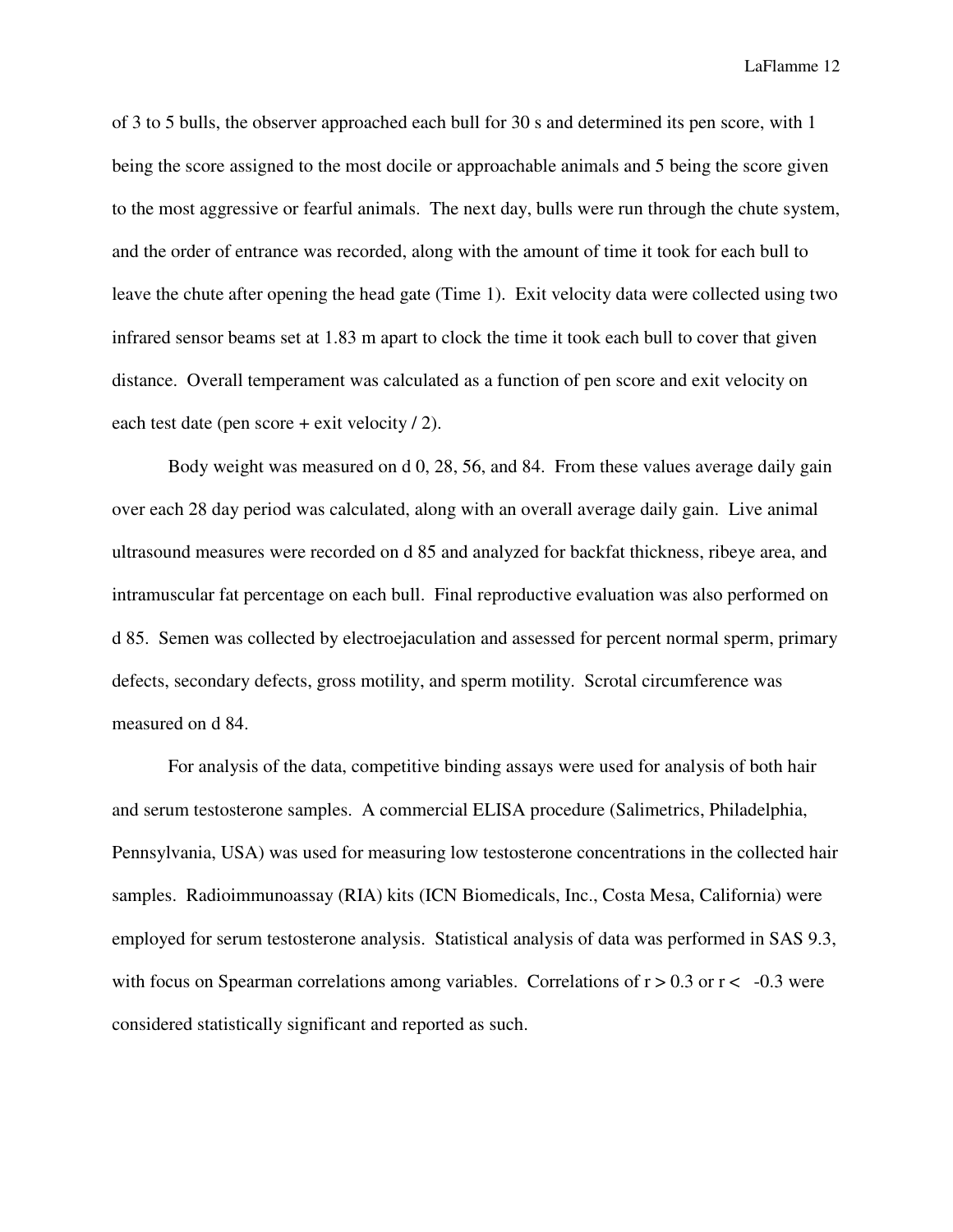of 3 to 5 bulls, the observer approached each bull for 30 s and determined its pen score, with 1 being the score assigned to the most docile or approachable animals and 5 being the score given to the most aggressive or fearful animals. The next day, bulls were run through the chute system, and the order of entrance was recorded, along with the amount of time it took for each bull to leave the chute after opening the head gate (Time 1). Exit velocity data were collected using two infrared sensor beams set at 1.83 m apart to clock the time it took each bull to cover that given distance. Overall temperament was calculated as a function of pen score and exit velocity on each test date (pen score + exit velocity / 2).

Body weight was measured on d 0, 28, 56, and 84. From these values average daily gain over each 28 day period was calculated, along with an overall average daily gain. Live animal ultrasound measures were recorded on d 85 and analyzed for backfat thickness, ribeye area, and intramuscular fat percentage on each bull. Final reproductive evaluation was also performed on d 85. Semen was collected by electroejaculation and assessed for percent normal sperm, primary defects, secondary defects, gross motility, and sperm motility. Scrotal circumference was measured on d 84.

For analysis of the data, competitive binding assays were used for analysis of both hair and serum testosterone samples. A commercial ELISA procedure (Salimetrics, Philadelphia, Pennsylvania, USA) was used for measuring low testosterone concentrations in the collected hair samples. Radioimmunoassay (RIA) kits (ICN Biomedicals, Inc., Costa Mesa, California) were employed for serum testosterone analysis. Statistical analysis of data was performed in SAS 9.3, with focus on Spearman correlations among variables. Correlations of $r > 0.3$ or $r < -0.3$ were considered statistically significant and reported as such.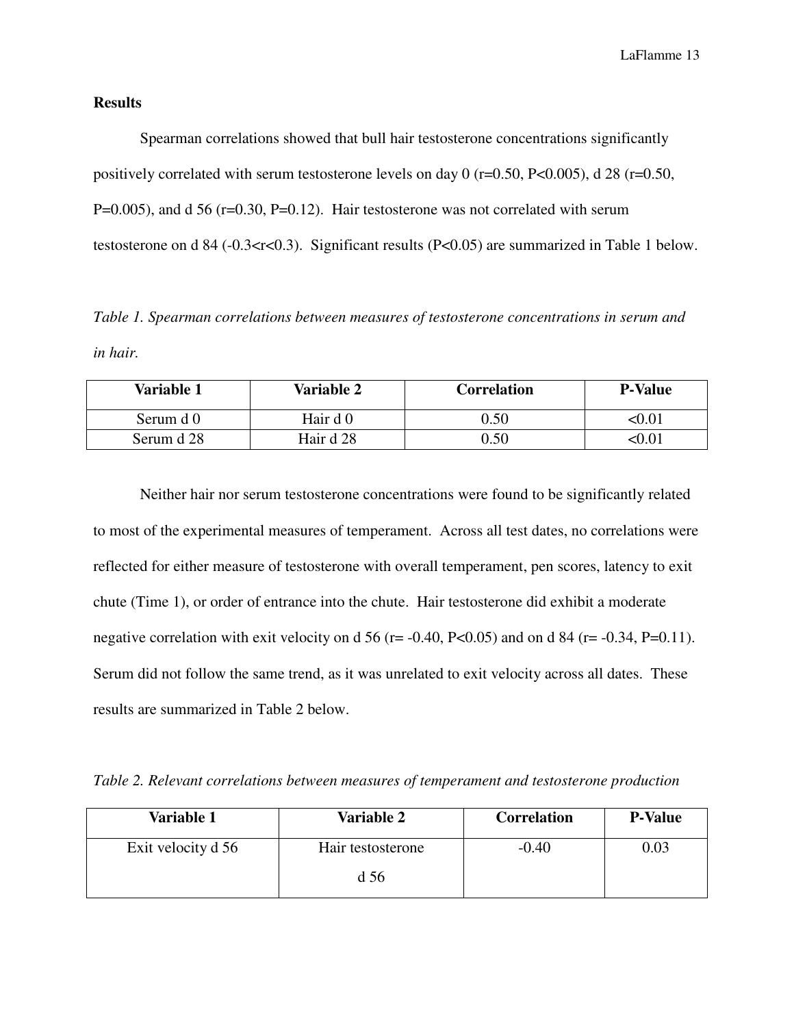## Results

Spearman correlations showed that bull hair testosterone concentrations significantly positively correlated with serum testosterone levels on day 0 ($r=0.50$, $P<0.005$), d 28 ($r=0.50$, $P=0.005$), and d 56 ($r=0.30$, $P=0.12$). Hair testosterone was not correlated with serum testosterone on d 84 ($-0.3<r<0.3$). Significant results ($P<0.05$) are summarized in Table 1 below.

*Table 1. Spearman correlations between measures of testosterone concentrations in serum and in hair.*

| Variable 1 | Variable 2 | Correlation | P-Value |
|---|---|---|---|
| Serum d 0 | Hair d 0 | 0.50 | <0.01 |
| Serum d 28 | Hair d 28 | 0.50 | <0.01 |

Neither hair nor serum testosterone concentrations were found to be significantly related to most of the experimental measures of temperament. Across all test dates, no correlations were reflected for either measure of testosterone with overall temperament, pen scores, latency to exit chute (Time 1), or order of entrance into the chute. Hair testosterone did exhibit a moderate negative correlation with exit velocity on d 56 ($r= -0.40$, $P<0.05$) and on d 84 ($r= -0.34$, $P=0.11$). Serum did not follow the same trend, as it was unrelated to exit velocity across all dates. These results are summarized in Table 2 below.

*Table 2. Relevant correlations between measures of temperament and testosterone production*

| Variable 1 | Variable 2 | Correlation | P-Value |
|---|---|---|---|
| Exit velocity d 56 | Hair testosterone d 56 | -0.40 | 0.03 |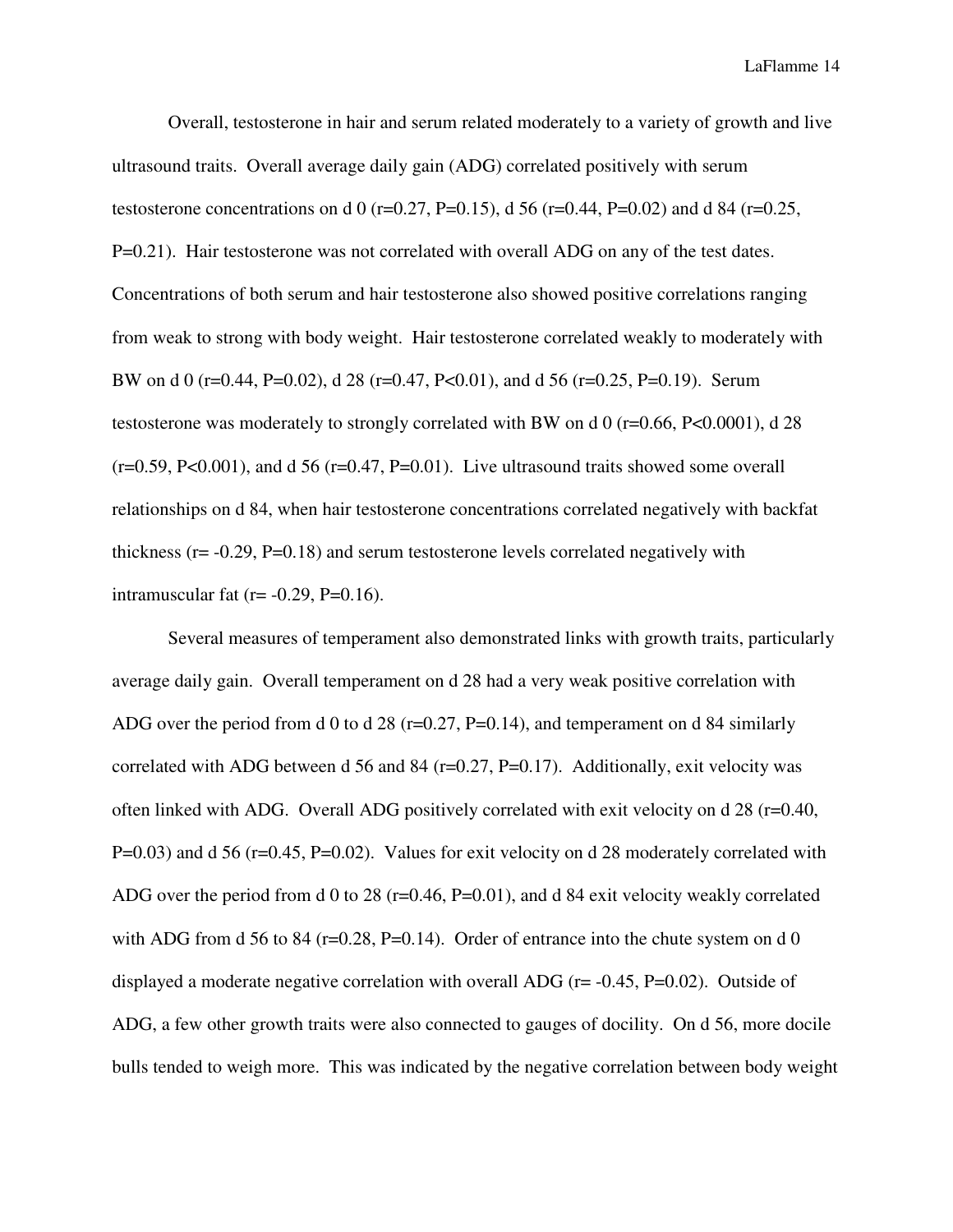Overall, testosterone in hair and serum related moderately to a variety of growth and live ultrasound traits. Overall average daily gain (ADG) correlated positively with serum testosterone concentrations on d 0 ($r=0.27$, $P=0.15$), d 56 ($r=0.44$, $P=0.02$) and d 84 ($r=0.25$, $P=0.21$). Hair testosterone was not correlated with overall ADG on any of the test dates. Concentrations of both serum and hair testosterone also showed positive correlations ranging from weak to strong with body weight. Hair testosterone correlated weakly to moderately with BW on d 0 ($r=0.44$, $P=0.02$), d 28 ($r=0.47$, $P<0.01$), and d 56 ($r=0.25$, $P=0.19$). Serum testosterone was moderately to strongly correlated with BW on d 0 ($r=0.66$, $P<0.0001$), d 28 ($r=0.59$, $P<0.001$), and d 56 ($r=0.47$, $P=0.01$). Live ultrasound traits showed some overall relationships on d 84, when hair testosterone concentrations correlated negatively with backfat thickness ($r= -0.29$, $P=0.18$) and serum testosterone levels correlated negatively with intramuscular fat ($r= -0.29$, $P=0.16$).

Several measures of temperament also demonstrated links with growth traits, particularly average daily gain. Overall temperament on d 28 had a very weak positive correlation with ADG over the period from d 0 to d 28 ($r=0.27$, $P=0.14$), and temperament on d 84 similarly correlated with ADG between d 56 and 84 ($r=0.27$, $P=0.17$). Additionally, exit velocity was often linked with ADG. Overall ADG positively correlated with exit velocity on d 28 ($r=0.40$, $P=0.03$) and d 56 ($r=0.45$, $P=0.02$). Values for exit velocity on d 28 moderately correlated with ADG over the period from d 0 to 28 ($r=0.46$, $P=0.01$), and d 84 exit velocity weakly correlated with ADG from d 56 to 84 ($r=0.28$, $P=0.14$). Order of entrance into the chute system on d 0 displayed a moderate negative correlation with overall ADG ($r= -0.45$, $P=0.02$). Outside of ADG, a few other growth traits were also connected to gauges of docility. On d 56, more docile bulls tended to weigh more. This was indicated by the negative correlation between body weight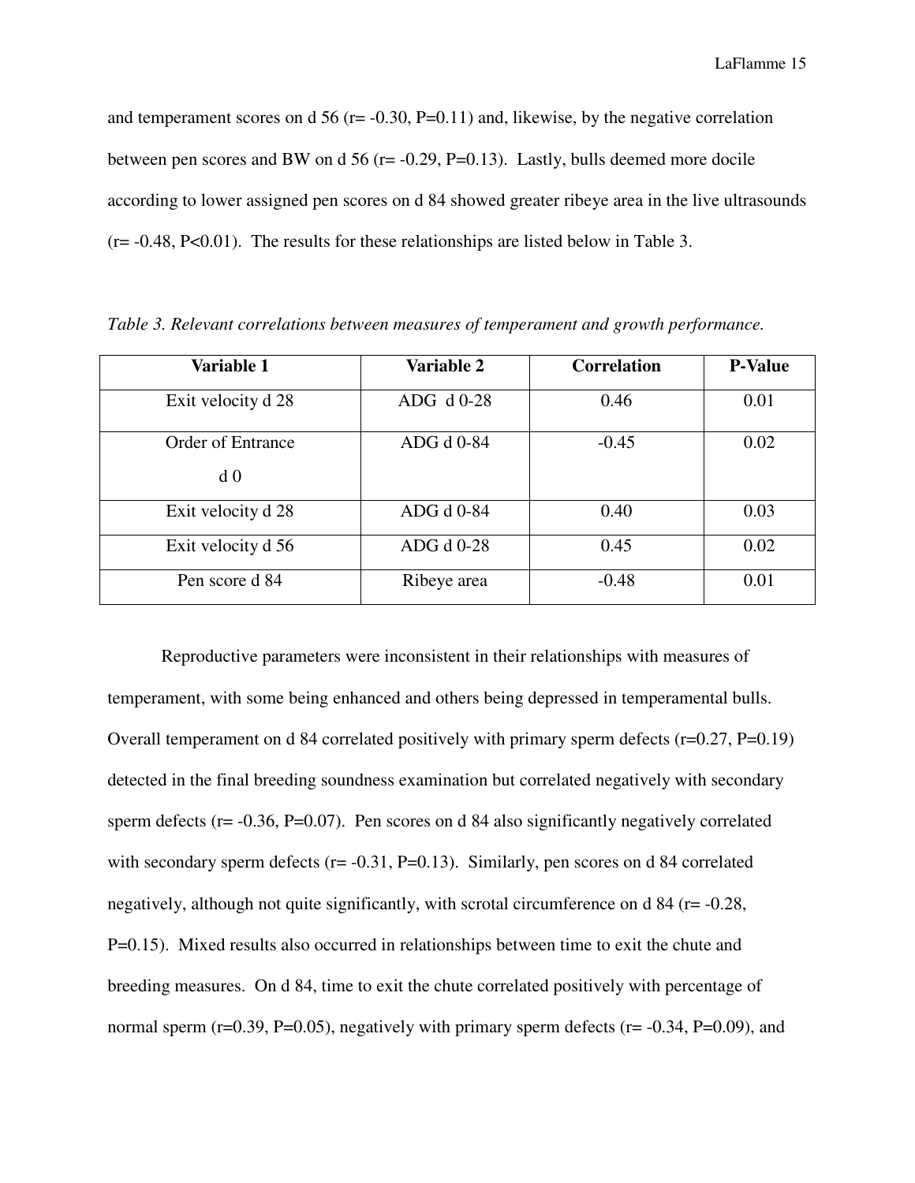and temperament scores on d 56 (r= -0.30, P=0.11) and, likewise, by the negative correlation between pen scores and BW on d 56 (r= -0.29, P=0.13). Lastly, bulls deemed more docile according to lower assigned pen scores on d 84 showed greater ribeye area in the live ultrasounds (r= -0.48, P<0.01). The results for these relationships are listed below in Table 3.

*Table 3. Relevant correlations between measures of temperament and growth performance.*

| Variable 1 | Variable 2 | Correlation | P-Value |
|---|---|---|---|
| Exit velocity d 28 | ADG d 0-28 | 0.46 | 0.01 |
| Order of Entrance d 0 | ADG d 0-84 | -0.45 | 0.02 |
| Exit velocity d 28 | ADG d 0-84 | 0.40 | 0.03 |
| Exit velocity d 56 | ADG d 0-28 | 0.45 | 0.02 |
| Pen score d 84 | Ribeye area | -0.48 | 0.01 |

Reproductive parameters were inconsistent in their relationships with measures of temperament, with some being enhanced and others being depressed in temperamental bulls. Overall temperament on d 84 correlated positively with primary sperm defects (r=0.27, P=0.19) detected in the final breeding soundness examination but correlated negatively with secondary sperm defects (r= -0.36, P=0.07). Pen scores on d 84 also significantly negatively correlated with secondary sperm defects (r= -0.31, P=0.13). Similarly, pen scores on d 84 correlated negatively, although not quite significantly, with scrotal circumference on d 84 (r= -0.28, P=0.15). Mixed results also occurred in relationships between time to exit the chute and breeding measures. On d 84, time to exit the chute correlated positively with percentage of normal sperm (r=0.39, P=0.05), negatively with primary sperm defects (r= -0.34, P=0.09), and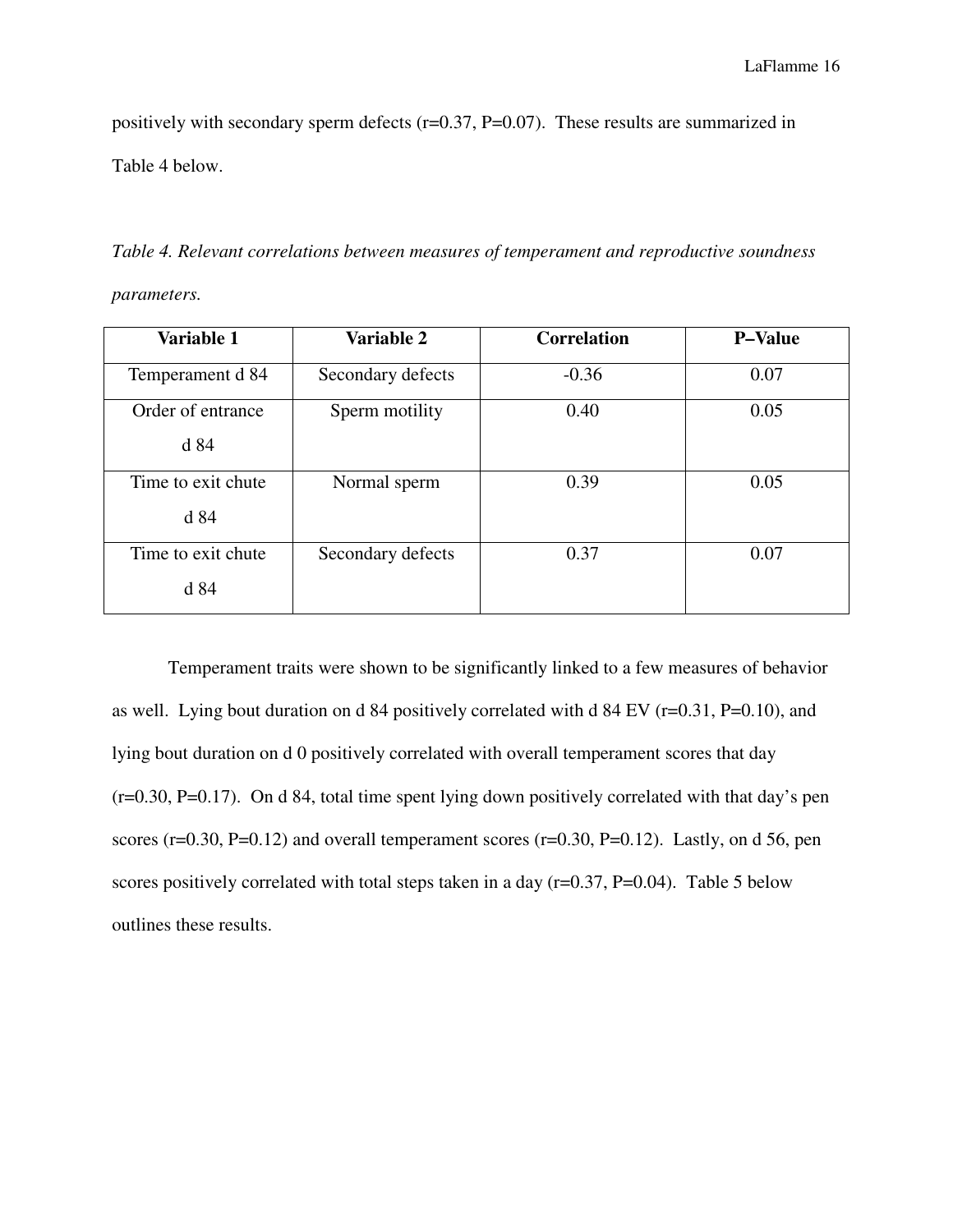positively with secondary sperm defects (r=0.37, P=0.07). These results are summarized in Table 4 below.

*Table 4. Relevant correlations between measures of temperament and reproductive soundness parameters.*

| Variable 1 | Variable 2 | Correlation | P–Value |
|---|---|---|---|
| Temperament d 84 | Secondary defects | -0.36 | 0.07 |
| Order of entrance d 84 | Sperm motility | 0.40 | 0.05 |
| Time to exit chute d 84 | Normal sperm | 0.39 | 0.05 |
| Time to exit chute d 84 | Secondary defects | 0.37 | 0.07 |

Temperament traits were shown to be significantly linked to a few measures of behavior as well. Lying bout duration on d 84 positively correlated with d 84 EV (r=0.31, P=0.10), and lying bout duration on d 0 positively correlated with overall temperament scores that day (r=0.30, P=0.17). On d 84, total time spent lying down positively correlated with that day's pen scores (r=0.30, P=0.12) and overall temperament scores (r=0.30, P=0.12). Lastly, on d 56, pen scores positively correlated with total steps taken in a day (r=0.37, P=0.04). Table 5 below outlines these results.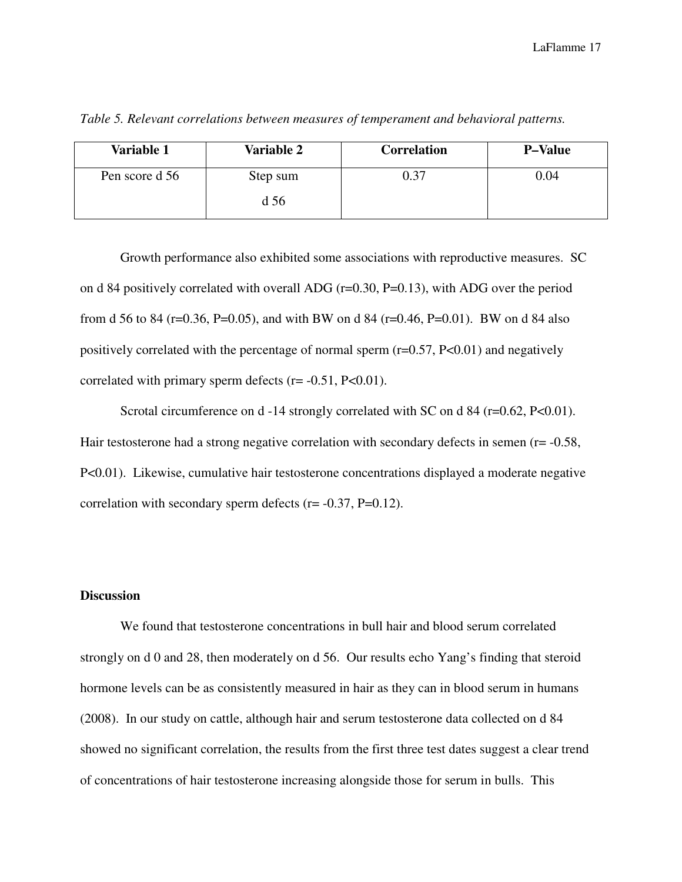*Table 5. Relevant correlations between measures of temperament and behavioral patterns.*

| Variable 1 | Variable 2 | Correlation | P–Value |
|---|---|---|---|
| Pen score d 56 | Step sum d 56 | 0.37 | 0.04 |

Growth performance also exhibited some associations with reproductive measures. SC on d 84 positively correlated with overall ADG ($r=0.30$, $P=0.13$), with ADG over the period from d 56 to 84 ($r=0.36$, $P=0.05$), and with BW on d 84 ($r=0.46$, $P=0.01$). BW on d 84 also positively correlated with the percentage of normal sperm ($r=0.57$, $P<0.01$) and negatively correlated with primary sperm defects ($r= -0.51$, $P<0.01$).

Scrotal circumference on d -14 strongly correlated with SC on d 84 ($r=0.62$, $P<0.01$). Hair testosterone had a strong negative correlation with secondary defects in semen ($r= -0.58$, $P<0.01$). Likewise, cumulative hair testosterone concentrations displayed a moderate negative correlation with secondary sperm defects ($r= -0.37$, $P=0.12$).

**Discussion**

We found that testosterone concentrations in bull hair and blood serum correlated strongly on d 0 and 28, then moderately on d 56. Our results echo Yang's finding that steroid hormone levels can be as consistently measured in hair as they can in blood serum in humans (2008). In our study on cattle, although hair and serum testosterone data collected on d 84 showed no significant correlation, the results from the first three test dates suggest a clear trend of concentrations of hair testosterone increasing alongside those for serum in bulls. This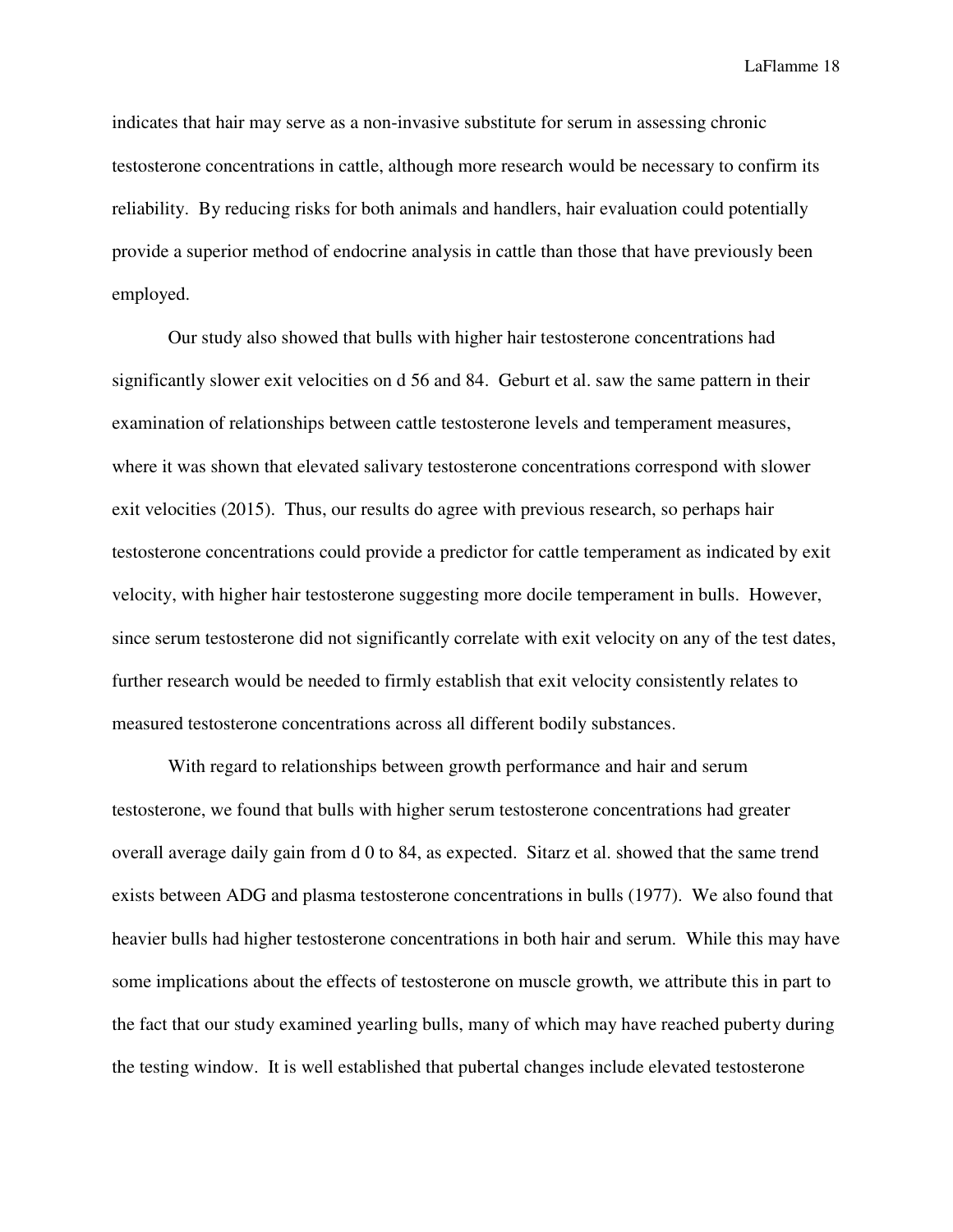indicates that hair may serve as a non-invasive substitute for serum in assessing chronic testosterone concentrations in cattle, although more research would be necessary to confirm its reliability. By reducing risks for both animals and handlers, hair evaluation could potentially provide a superior method of endocrine analysis in cattle than those that have previously been employed.

Our study also showed that bulls with higher hair testosterone concentrations had significantly slower exit velocities on d 56 and 84. Geburt et al. saw the same pattern in their examination of relationships between cattle testosterone levels and temperament measures, where it was shown that elevated salivary testosterone concentrations correspond with slower exit velocities (2015). Thus, our results do agree with previous research, so perhaps hair testosterone concentrations could provide a predictor for cattle temperament as indicated by exit velocity, with higher hair testosterone suggesting more docile temperament in bulls. However, since serum testosterone did not significantly correlate with exit velocity on any of the test dates, further research would be needed to firmly establish that exit velocity consistently relates to measured testosterone concentrations across all different bodily substances.

With regard to relationships between growth performance and hair and serum testosterone, we found that bulls with higher serum testosterone concentrations had greater overall average daily gain from d 0 to 84, as expected. Sitarz et al. showed that the same trend exists between ADG and plasma testosterone concentrations in bulls (1977). We also found that heavier bulls had higher testosterone concentrations in both hair and serum. While this may have some implications about the effects of testosterone on muscle growth, we attribute this in part to the fact that our study examined yearling bulls, many of which may have reached puberty during the testing window. It is well established that pubertal changes include elevated testosterone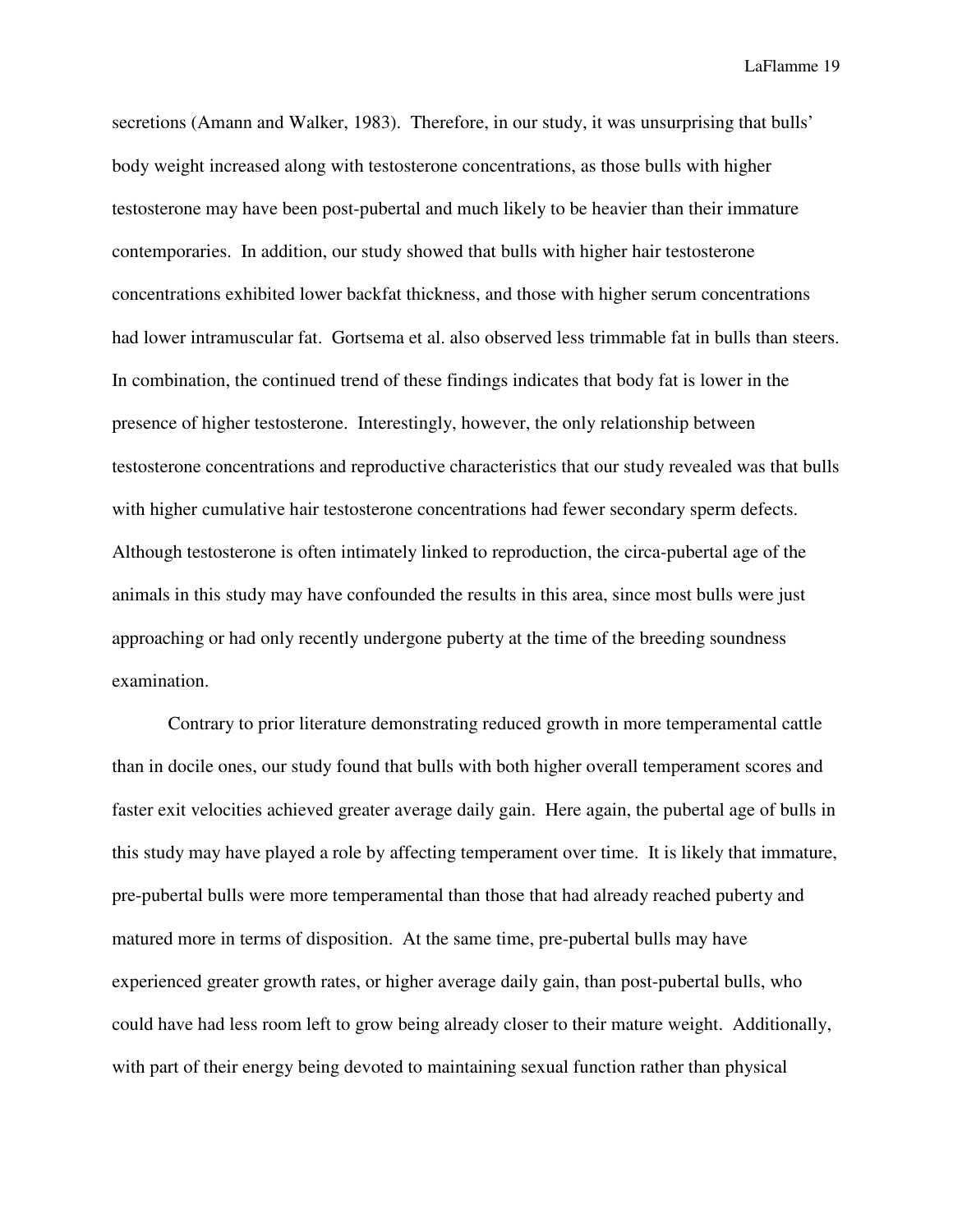secretions (Amann and Walker, 1983). Therefore, in our study, it was unsurprising that bulls' body weight increased along with testosterone concentrations, as those bulls with higher testosterone may have been post-pubertal and much likely to be heavier than their immature contemporaries. In addition, our study showed that bulls with higher hair testosterone concentrations exhibited lower backfat thickness, and those with higher serum concentrations had lower intramuscular fat. Gortsema et al. also observed less trimmable fat in bulls than steers. In combination, the continued trend of these findings indicates that body fat is lower in the presence of higher testosterone. Interestingly, however, the only relationship between testosterone concentrations and reproductive characteristics that our study revealed was that bulls with higher cumulative hair testosterone concentrations had fewer secondary sperm defects. Although testosterone is often intimately linked to reproduction, the circa-pubertal age of the animals in this study may have confounded the results in this area, since most bulls were just approaching or had only recently undergone puberty at the time of the breeding soundness examination.

Contrary to prior literature demonstrating reduced growth in more temperamental cattle than in docile ones, our study found that bulls with both higher overall temperament scores and faster exit velocities achieved greater average daily gain. Here again, the pubertal age of bulls in this study may have played a role by affecting temperament over time. It is likely that immature, pre-pubertal bulls were more temperamental than those that had already reached puberty and matured more in terms of disposition. At the same time, pre-pubertal bulls may have experienced greater growth rates, or higher average daily gain, than post-pubertal bulls, who could have had less room left to grow being already closer to their mature weight. Additionally, with part of their energy being devoted to maintaining sexual function rather than physical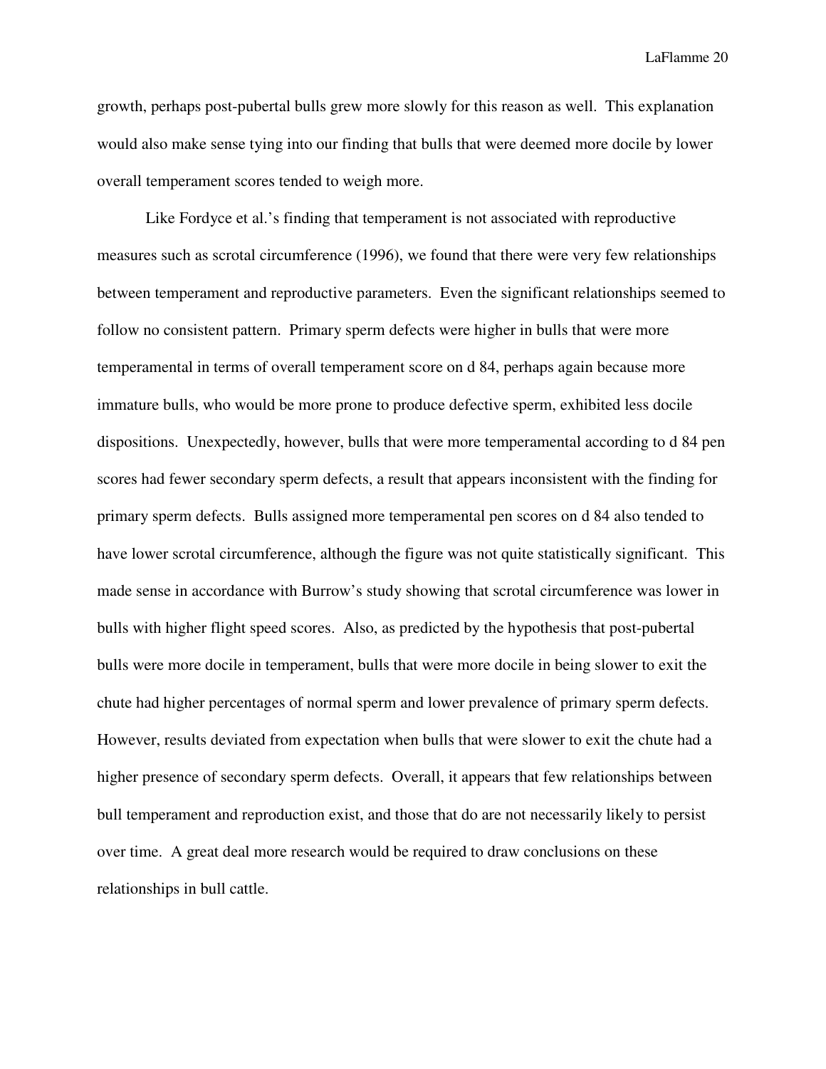growth, perhaps post-pubertal bulls grew more slowly for this reason as well. This explanation would also make sense tying into our finding that bulls that were deemed more docile by lower overall temperament scores tended to weigh more.

Like Fordyce et al.'s finding that temperament is not associated with reproductive measures such as scrotal circumference (1996), we found that there were very few relationships between temperament and reproductive parameters. Even the significant relationships seemed to follow no consistent pattern. Primary sperm defects were higher in bulls that were more temperamental in terms of overall temperament score on d 84, perhaps again because more immature bulls, who would be more prone to produce defective sperm, exhibited less docile dispositions. Unexpectedly, however, bulls that were more temperamental according to d 84 pen scores had fewer secondary sperm defects, a result that appears inconsistent with the finding for primary sperm defects. Bulls assigned more temperamental pen scores on d 84 also tended to have lower scrotal circumference, although the figure was not quite statistically significant. This made sense in accordance with Burrow's study showing that scrotal circumference was lower in bulls with higher flight speed scores. Also, as predicted by the hypothesis that post-pubertal bulls were more docile in temperament, bulls that were more docile in being slower to exit the chute had higher percentages of normal sperm and lower prevalence of primary sperm defects. However, results deviated from expectation when bulls that were slower to exit the chute had a higher presence of secondary sperm defects. Overall, it appears that few relationships between bull temperament and reproduction exist, and those that do are not necessarily likely to persist over time. A great deal more research would be required to draw conclusions on these relationships in bull cattle.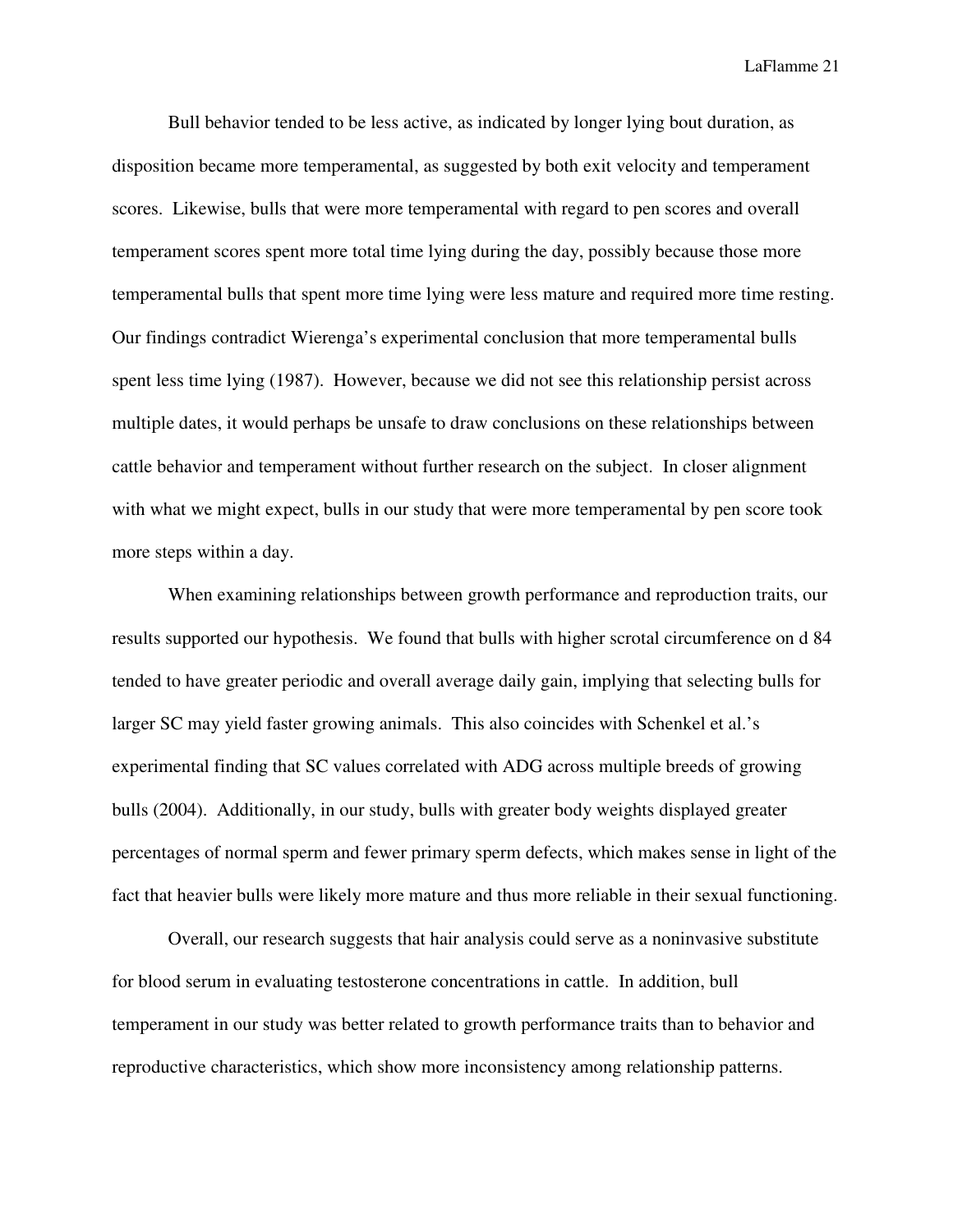Bull behavior tended to be less active, as indicated by longer lying bout duration, as disposition became more temperamental, as suggested by both exit velocity and temperament scores. Likewise, bulls that were more temperamental with regard to pen scores and overall temperament scores spent more total time lying during the day, possibly because those more temperamental bulls that spent more time lying were less mature and required more time resting. Our findings contradict Wierenga's experimental conclusion that more temperamental bulls spent less time lying (1987). However, because we did not see this relationship persist across multiple dates, it would perhaps be unsafe to draw conclusions on these relationships between cattle behavior and temperament without further research on the subject. In closer alignment with what we might expect, bulls in our study that were more temperamental by pen score took more steps within a day.

When examining relationships between growth performance and reproduction traits, our results supported our hypothesis. We found that bulls with higher scrotal circumference on d 84 tended to have greater periodic and overall average daily gain, implying that selecting bulls for larger SC may yield faster growing animals. This also coincides with Schenkel et al.'s experimental finding that SC values correlated with ADG across multiple breeds of growing bulls (2004). Additionally, in our study, bulls with greater body weights displayed greater percentages of normal sperm and fewer primary sperm defects, which makes sense in light of the fact that heavier bulls were likely more mature and thus more reliable in their sexual functioning.

Overall, our research suggests that hair analysis could serve as a noninvasive substitute for blood serum in evaluating testosterone concentrations in cattle. In addition, bull temperament in our study was better related to growth performance traits than to behavior and reproductive characteristics, which show more inconsistency among relationship patterns.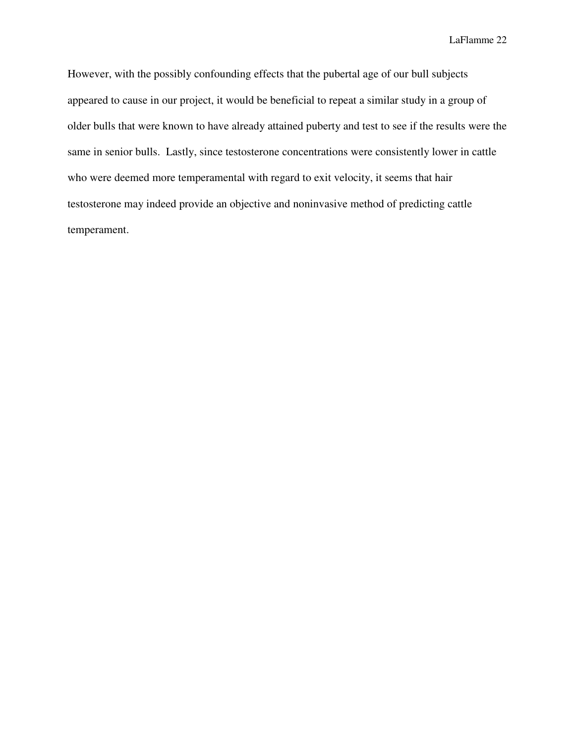However, with the possibly confounding effects that the pubertal age of our bull subjects appeared to cause in our project, it would be beneficial to repeat a similar study in a group of older bulls that were known to have already attained puberty and test to see if the results were the same in senior bulls. Lastly, since testosterone concentrations were consistently lower in cattle who were deemed more temperamental with regard to exit velocity, it seems that hair testosterone may indeed provide an objective and noninvasive method of predicting cattle temperament.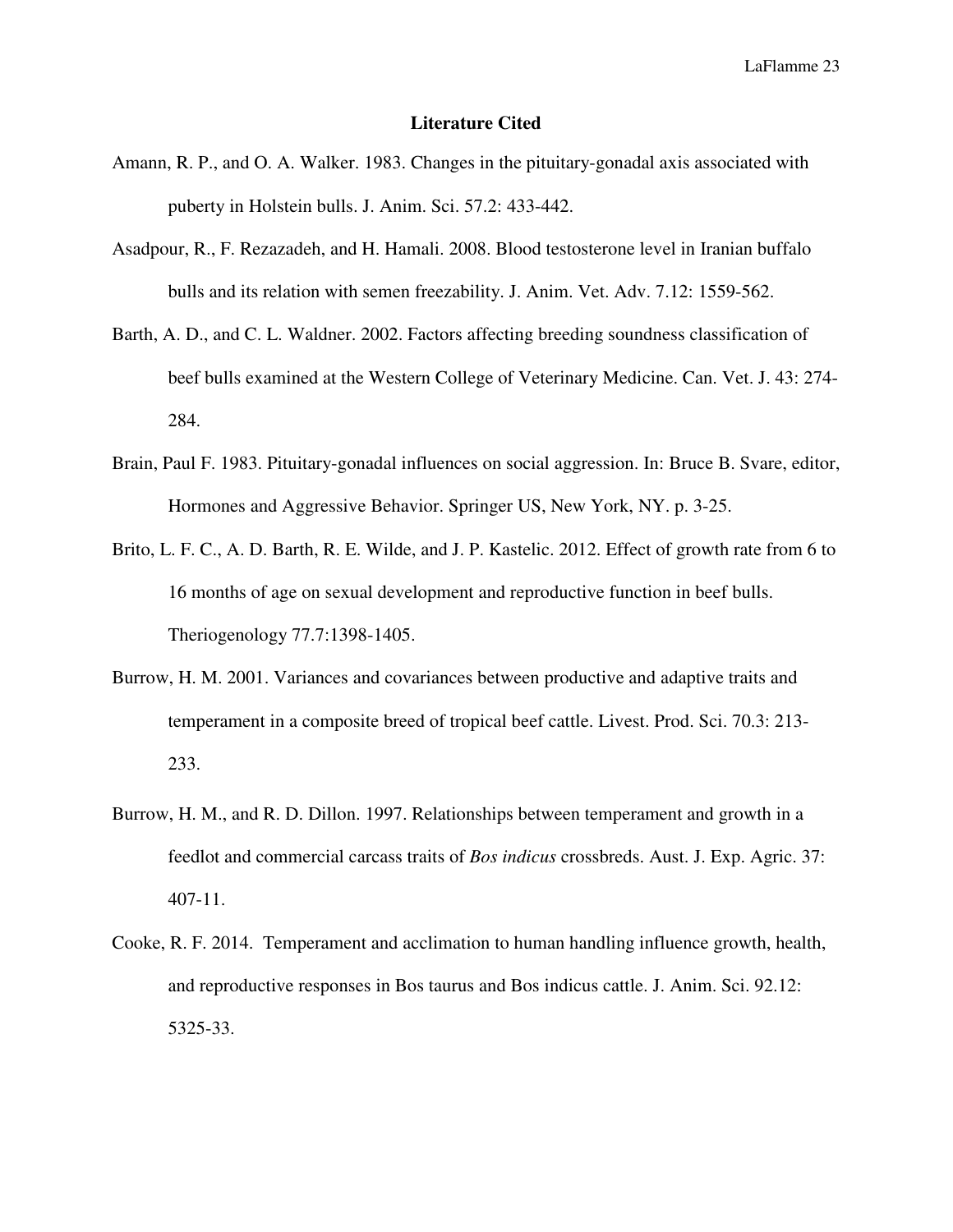## Literature Cited

Amann, R. P., and O. A. Walker. 1983. Changes in the pituitary-gonadal axis associated with puberty in Holstein bulls. J. Anim. Sci. 57.2: 433-442.

Asadpour, R., F. Rezazadeh, and H. Hamali. 2008. Blood testosterone level in Iranian buffalo bulls and its relation with semen freezability. J. Anim. Vet. Adv. 7.12: 1559-562.

Barth, A. D., and C. L. Waldner. 2002. Factors affecting breeding soundness classification of beef bulls examined at the Western College of Veterinary Medicine. Can. Vet. J. 43: 274-284.

Brain, Paul F. 1983. Pituitary-gonadal influences on social aggression. In: Bruce B. Svare, editor, Hormones and Aggressive Behavior. Springer US, New York, NY. p. 3-25.

Brito, L. F. C., A. D. Barth, R. E. Wilde, and J. P. Kastelic. 2012. Effect of growth rate from 6 to 16 months of age on sexual development and reproductive function in beef bulls. Theriogenology 77.7:1398-1405.

Burrow, H. M. 2001. Variances and covariances between productive and adaptive traits and temperament in a composite breed of tropical beef cattle. Livest. Prod. Sci. 70.3: 213-233.

Burrow, H. M., and R. D. Dillon. 1997. Relationships between temperament and growth in a feedlot and commercial carcass traits of *Bos indicus* crossbreds. Aust. J. Exp. Agric. 37: 407-11.

Cooke, R. F. 2014. Temperament and acclimation to human handling influence growth, health, and reproductive responses in Bos taurus and Bos indicus cattle. J. Anim. Sci. 92.12: 5325-33.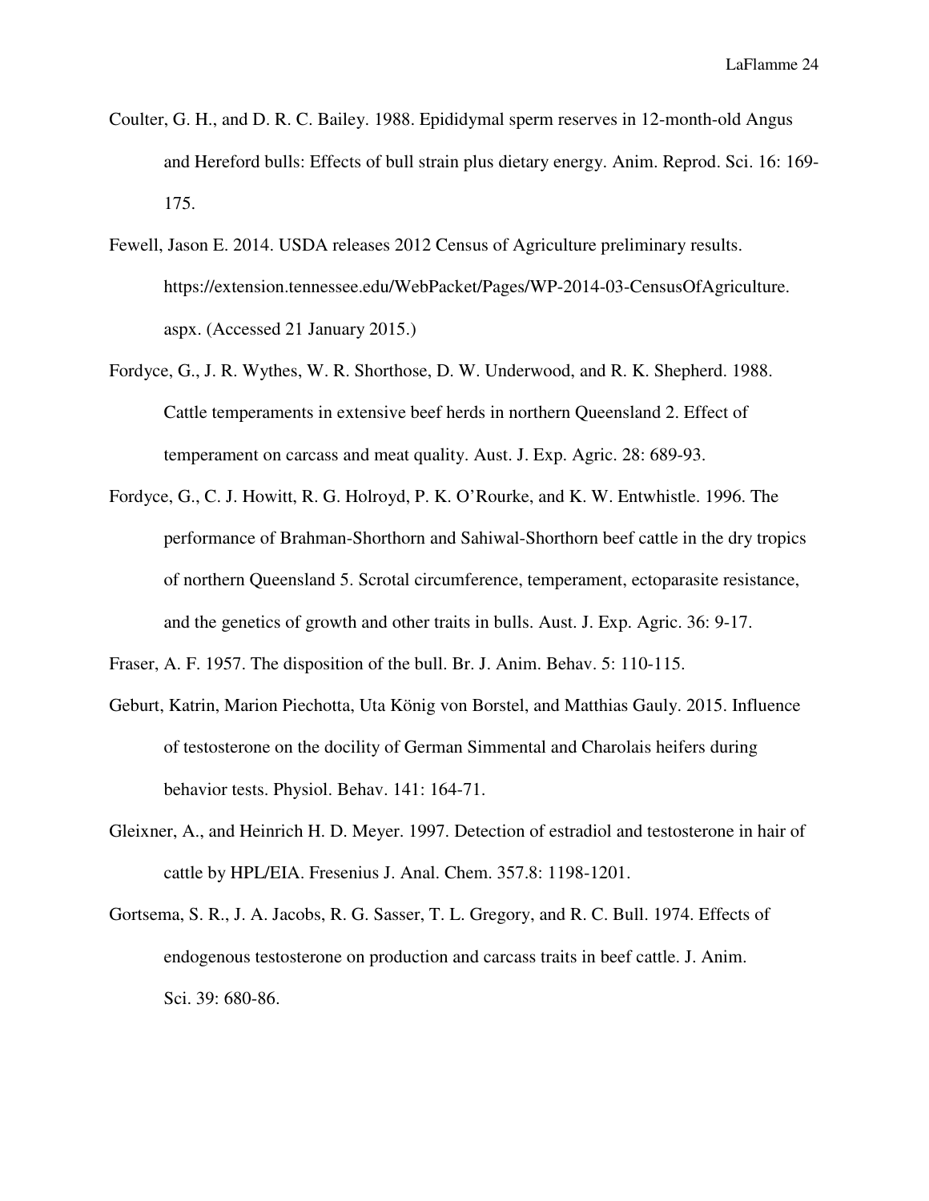Coulter, G. H., and D. R. C. Bailey. 1988. Epididymal sperm reserves in 12-month-old Angus and Hereford bulls: Effects of bull strain plus dietary energy. Anim. Reprod. Sci. 16: 169-175.

Fewell, Jason E. 2014. USDA releases 2012 Census of Agriculture preliminary results. https://extension.tennessee.edu/WebPacket/Pages/WP-2014-03-CensusOfAgriculture.aspx. (Accessed 21 January 2015.)

Fordyce, G., J. R. Wythes, W. R. Shorthose, D. W. Underwood, and R. K. Shepherd. 1988. Cattle temperaments in extensive beef herds in northern Queensland 2. Effect of temperament on carcass and meat quality. Aust. J. Exp. Agric. 28: 689-93.

Fordyce, G., C. J. Howitt, R. G. Holroyd, P. K. O'Rourke, and K. W. Entwhistle. 1996. The performance of Brahman-Shorthorn and Sahiwal-Shorthorn beef cattle in the dry tropics of northern Queensland 5. Scrotal circumference, temperament, ectoparasite resistance, and the genetics of growth and other traits in bulls. Aust. J. Exp. Agric. 36: 9-17.

Fraser, A. F. 1957. The disposition of the bull. Br. J. Anim. Behav. 5: 110-115.

Geburt, Katrin, Marion Piechotta, Uta König von Borstel, and Matthias Gauly. 2015. Influence of testosterone on the docility of German Simmental and Charolais heifers during behavior tests. Physiol. Behav. 141: 164-71.

Gleixner, A., and Heinrich H. D. Meyer. 1997. Detection of estradiol and testosterone in hair of cattle by HPL/EIA. Fresenius J. Anal. Chem. 357.8: 1198-1201.

Gortsema, S. R., J. A. Jacobs, R. G. Sasser, T. L. Gregory, and R. C. Bull. 1974. Effects of endogenous testosterone on production and carcass traits in beef cattle. J. Anim. Sci. 39: 680-86.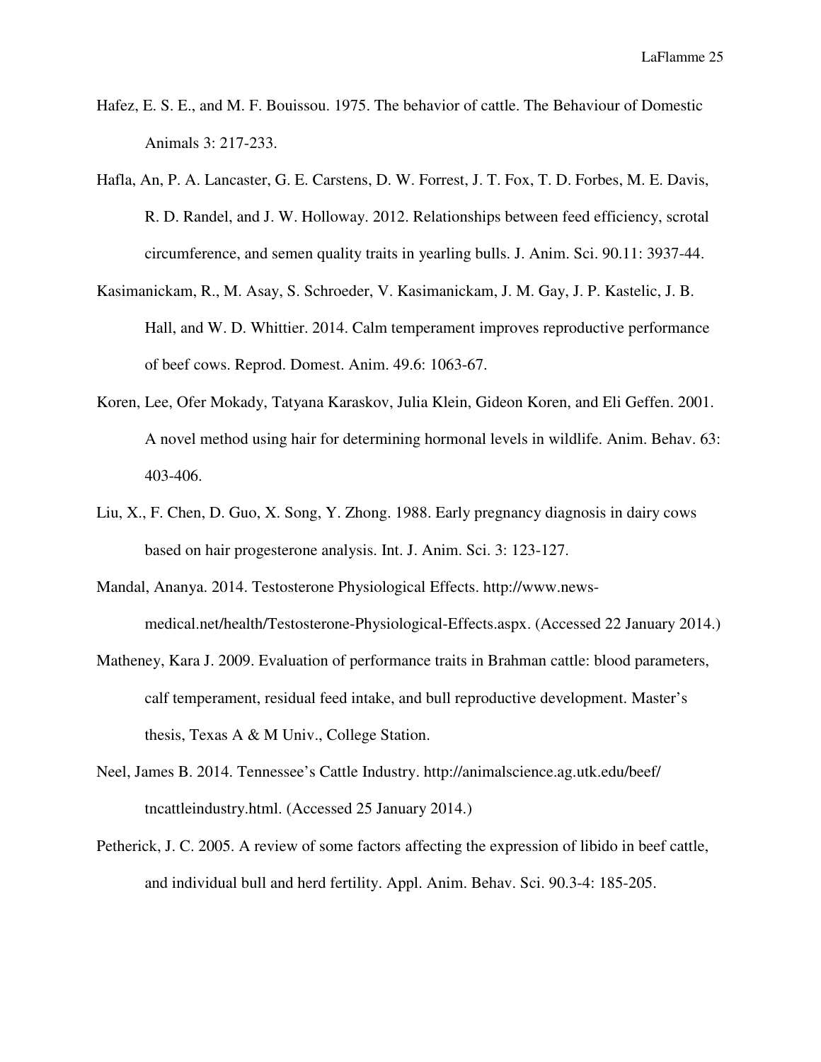Hafez, E. S. E., and M. F. Bouissou. 1975. The behavior of cattle. The Behaviour of Domestic Animals 3: 217-233.

Hafla, An, P. A. Lancaster, G. E. Carstens, D. W. Forrest, J. T. Fox, T. D. Forbes, M. E. Davis, R. D. Randel, and J. W. Holloway. 2012. Relationships between feed efficiency, scrotal circumference, and semen quality traits in yearling bulls. J. Anim. Sci. 90.11: 3937-44.

Kasimanickam, R., M. Asay, S. Schroeder, V. Kasimanickam, J. M. Gay, J. P. Kastelic, J. B. Hall, and W. D. Whittier. 2014. Calm temperament improves reproductive performance of beef cows. Reprod. Domest. Anim. 49.6: 1063-67.

Koren, Lee, Ofer Mokady, Tatyana Karaskov, Julia Klein, Gideon Koren, and Eli Geffen. 2001. A novel method using hair for determining hormonal levels in wildlife. Anim. Behav. 63: 403-406.

Liu, X., F. Chen, D. Guo, X. Song, Y. Zhong. 1988. Early pregnancy diagnosis in dairy cows based on hair progesterone analysis. Int. J. Anim. Sci. 3: 123-127.

Mandal, Ananya. 2014. Testosterone Physiological Effects. http://www.news-medical.net/health/Testosterone-Physiological-Effects.aspx. (Accessed 22 January 2014.)

Matheney, Kara J. 2009. Evaluation of performance traits in Brahman cattle: blood parameters, calf temperament, residual feed intake, and bull reproductive development. Master's thesis, Texas A & M Univ., College Station.

Neel, James B. 2014. Tennessee's Cattle Industry. http://animalscience.ag.utk.edu/beef/tncattleindustry.html. (Accessed 25 January 2014.)

Petherick, J. C. 2005. A review of some factors affecting the expression of libido in beef cattle, and individual bull and herd fertility. Appl. Anim. Behav. Sci. 90.3-4: 185-205.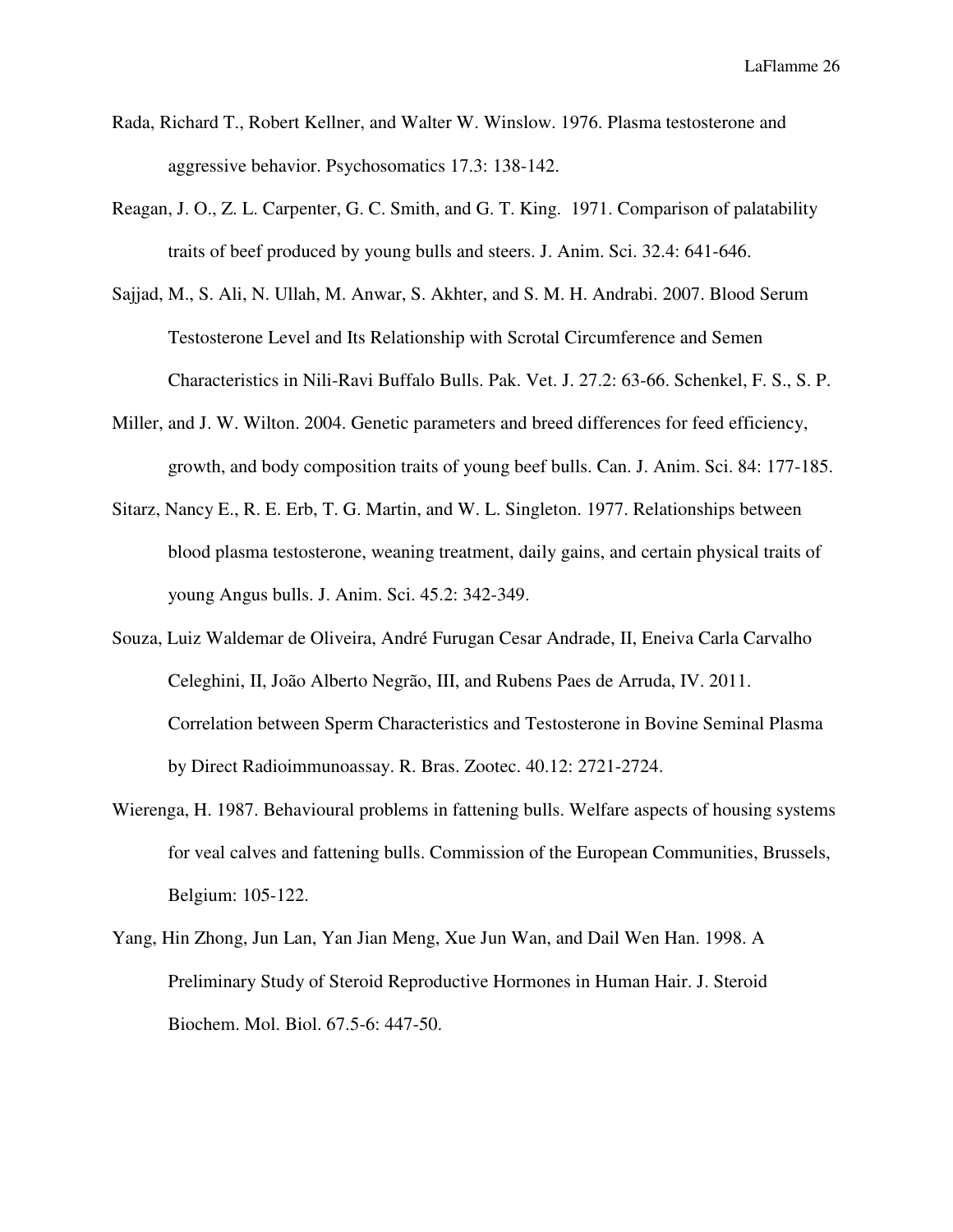Rada, Richard T., Robert Kellner, and Walter W. Winslow. 1976. Plasma testosterone and aggressive behavior. Psychosomatics 17.3: 138-142.

Reagan, J. O., Z. L. Carpenter, G. C. Smith, and G. T. King. 1971. Comparison of palatability traits of beef produced by young bulls and steers. J. Anim. Sci. 32.4: 641-646.

Sajjad, M., S. Ali, N. Ullah, M. Anwar, S. Akhter, and S. M. H. Andrabi. 2007. Blood Serum Testosterone Level and Its Relationship with Scrotal Circumference and Semen Characteristics in Nili-Ravi Buffalo Bulls. Pak. Vet. J. 27.2: 63-66. Schenkel, F. S., S. P. Miller, and J. W. Wilton. 2004. Genetic parameters and breed differences for feed efficiency, growth, and body composition traits of young beef bulls. Can. J. Anim. Sci. 84: 177-185.

Sitarz, Nancy E., R. E. Erb, T. G. Martin, and W. L. Singleton. 1977. Relationships between blood plasma testosterone, weaning treatment, daily gains, and certain physical traits of young Angus bulls. J. Anim. Sci. 45.2: 342-349.

Souza, Luiz Waldemar de Oliveira, André Furugan Cesar Andrade, II, Eneiva Carla Carvalho Celeghini, II, João Alberto Negrão, III, and Rubens Paes de Arruda, IV. 2011. Correlation between Sperm Characteristics and Testosterone in Bovine Seminal Plasma by Direct Radioimmunoassay. R. Bras. Zootec. 40.12: 2721-2724.

Wierenga, H. 1987. Behavioural problems in fattening bulls. Welfare aspects of housing systems for veal calves and fattening bulls. Commission of the European Communities, Brussels, Belgium: 105-122.

Yang, Hin Zhong, Jun Lan, Yan Jian Meng, Xue Jun Wan, and Dail Wen Han. 1998. A Preliminary Study of Steroid Reproductive Hormones in Human Hair. J. Steroid Biochem. Mol. Biol. 67.5-6: 447-50.